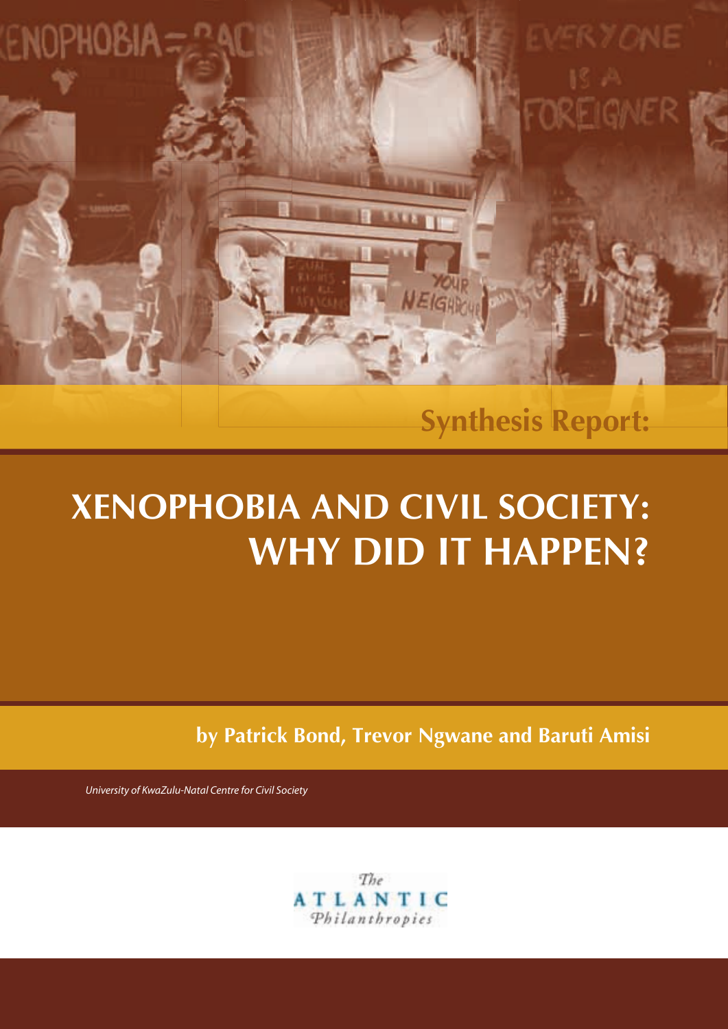Synthesis Report:

# XENOPHOBIA AND CIVIL SOCIETY: WHY DID IT HAPPEN?

**by Patrick Bond, Trevor Ngwane and Baruti Amisi**

*University of KwaZulu-Natal Centre for Civil Society*

The ATLANTIC Philanthropies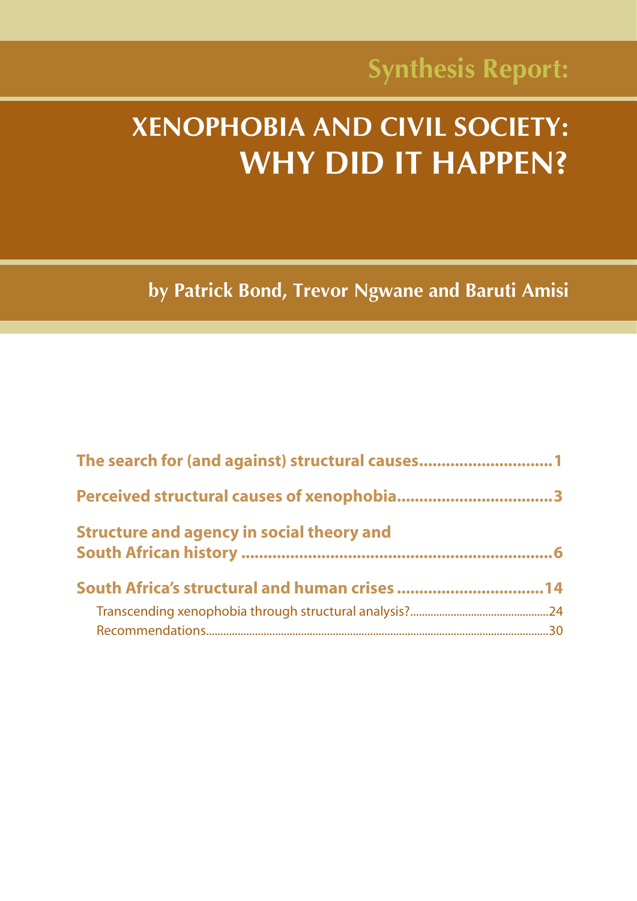Synthesis Report:

# XENOPHOBIA AND CIVIL SOCIETY: WHY DID IT HAPPEN?

**by Patrick Bond, Trevor Ngwane and Baruti Amisi**

**The search for (and against) structural causes..............................1**

**Perceived structural causes of xenophobia...................................3**

**Structure and agency in social theory and South African history ......................................................................6**

**South Africa's structural and human crises .................................14**

Transcending xenophobia through structural analysis?...............................................24

Recommendations.....................................................................................................................30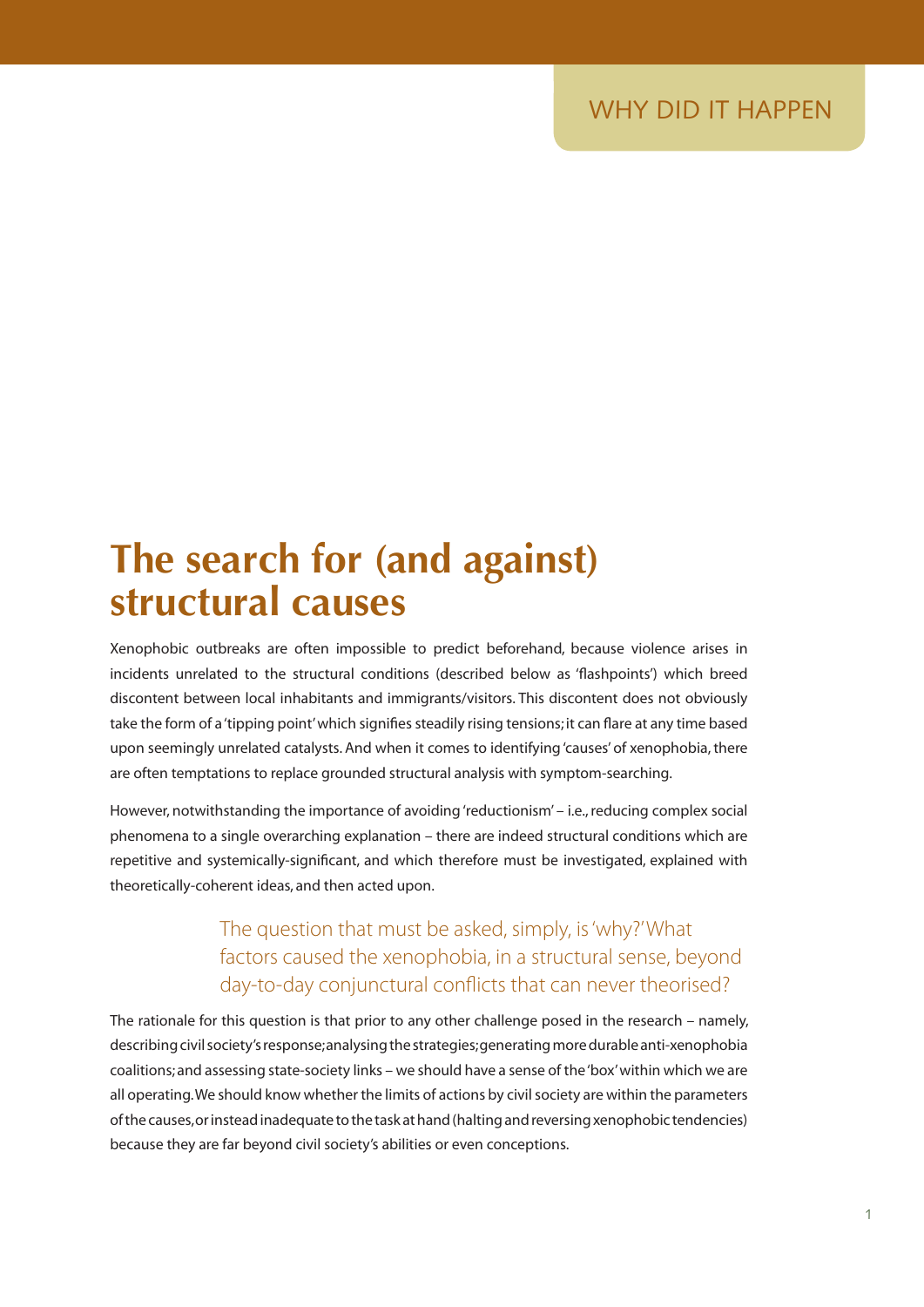# The search for (and against) structural causes

Xenophobic outbreaks are often impossible to predict beforehand, because violence arises in incidents unrelated to the structural conditions (described below as 'flashpoints') which breed discontent between local inhabitants and immigrants/visitors. This discontent does not obviously take the form of a 'tipping point' which signifies steadily rising tensions; it can flare at any time based upon seemingly unrelated catalysts. And when it comes to identifying 'causes' of xenophobia, there are often temptations to replace grounded structural analysis with symptom-searching.

However, notwithstanding the importance of avoiding 'reductionism' – i.e., reducing complex social phenomena to a single overarching explanation – there are indeed structural conditions which are repetitive and systemically-significant, and which therefore must be investigated, explained with theoretically-coherent ideas, and then acted upon.

> The question that must be asked, simply, is 'why?' What factors caused the xenophobia, in a structural sense, beyond day-to-day conjunctural conflicts that can never theorised?

The rationale for this question is that prior to any other challenge posed in the research – namely, describing civil society's response; analysing the strategies; generating more durable anti-xenophobia coalitions; and assessing state-society links – we should have a sense of the 'box' within which we are all operating. We should know whether the limits of actions by civil society are within the parameters of the causes, or instead inadequate to the task at hand (halting and reversing xenophobic tendencies) because they are far beyond civil society's abilities or even conceptions.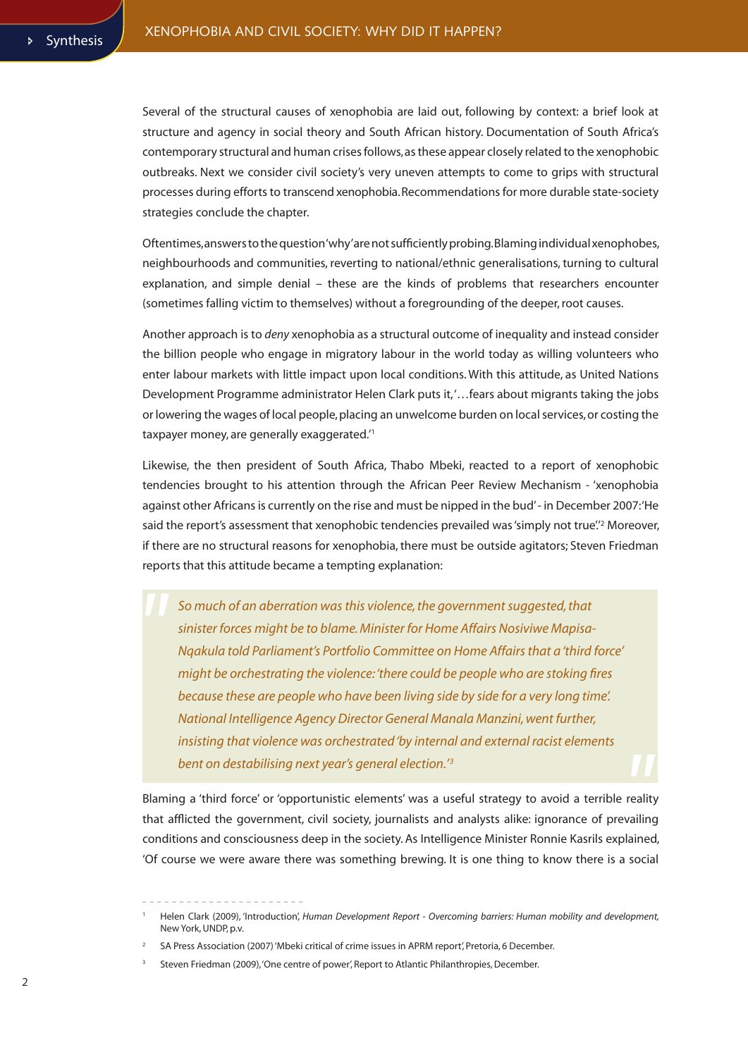Several of the structural causes of xenophobia are laid out, following by context: a brief look at structure and agency in social theory and South African history. Documentation of South Africa's contemporary structural and human crises follows, as these appear closely related to the xenophobic outbreaks. Next we consider civil society's very uneven attempts to come to grips with structural processes during efforts to transcend xenophobia. Recommendations for more durable state-society strategies conclude the chapter.

Oftentimes, answers to the question 'why' are not sufficiently probing. Blaming individual xenophobes, neighbourhoods and communities, reverting to national/ethnic generalisations, turning to cultural explanation, and simple denial – these are the kinds of problems that researchers encounter (sometimes falling victim to themselves) without a foregrounding of the deeper, root causes.

Another approach is to *deny* xenophobia as a structural outcome of inequality and instead consider the billion people who engage in migratory labour in the world today as willing volunteers who enter labour markets with little impact upon local conditions. With this attitude, as United Nations Development Programme administrator Helen Clark puts it, '…fears about migrants taking the jobs or lowering the wages of local people, placing an unwelcome burden on local services, or costing the taxpayer money, are generally exaggerated.'[1]

Likewise, the then president of South Africa, Thabo Mbeki, reacted to a report of xenophobic tendencies brought to his attention through the African Peer Review Mechanism - 'xenophobia against other Africans is currently on the rise and must be nipped in the bud' - in December 2007: 'He said the report's assessment that xenophobic tendencies prevailed was 'simply not true'.'[2] Moreover, if there are no structural reasons for xenophobia, there must be outside agitators; Steven Friedman reports that this attitude became a tempting explanation:

> *So much of an aberration was this violence, the government suggested, that sinister forces might be to blame. Minister for Home Affairs Nosiviwe Mapisa-Nqakula told Parliament's Portfolio Committee on Home Affairs that a 'third force' might be orchestrating the violence: 'there could be people who are stoking fires because these are people who have been living side by side for a very long time'. National Intelligence Agency Director General Manala Manzini, went further, insisting that violence was orchestrated 'by internal and external racist elements bent on destabilising next year's general election.'*[3]

Blaming a 'third force' or 'opportunistic elements' was a useful strategy to avoid a terrible reality that afflicted the government, civil society, journalists and analysts alike: ignorance of prevailing conditions and consciousness deep in the society. As Intelligence Minister Ronnie Kasrils explained, 'Of course we were aware there was something brewing. It is one thing to know there is a social

---

[1] Helen Clark (2009), 'Introduction', *Human Development Report - Overcoming barriers: Human mobility and development,* New York, UNDP, p.v.

[2] SA Press Association (2007) 'Mbeki critical of crime issues in APRM report', Pretoria, 6 December.

[3] Steven Friedman (2009), 'One centre of power', Report to Atlantic Philanthropies, December.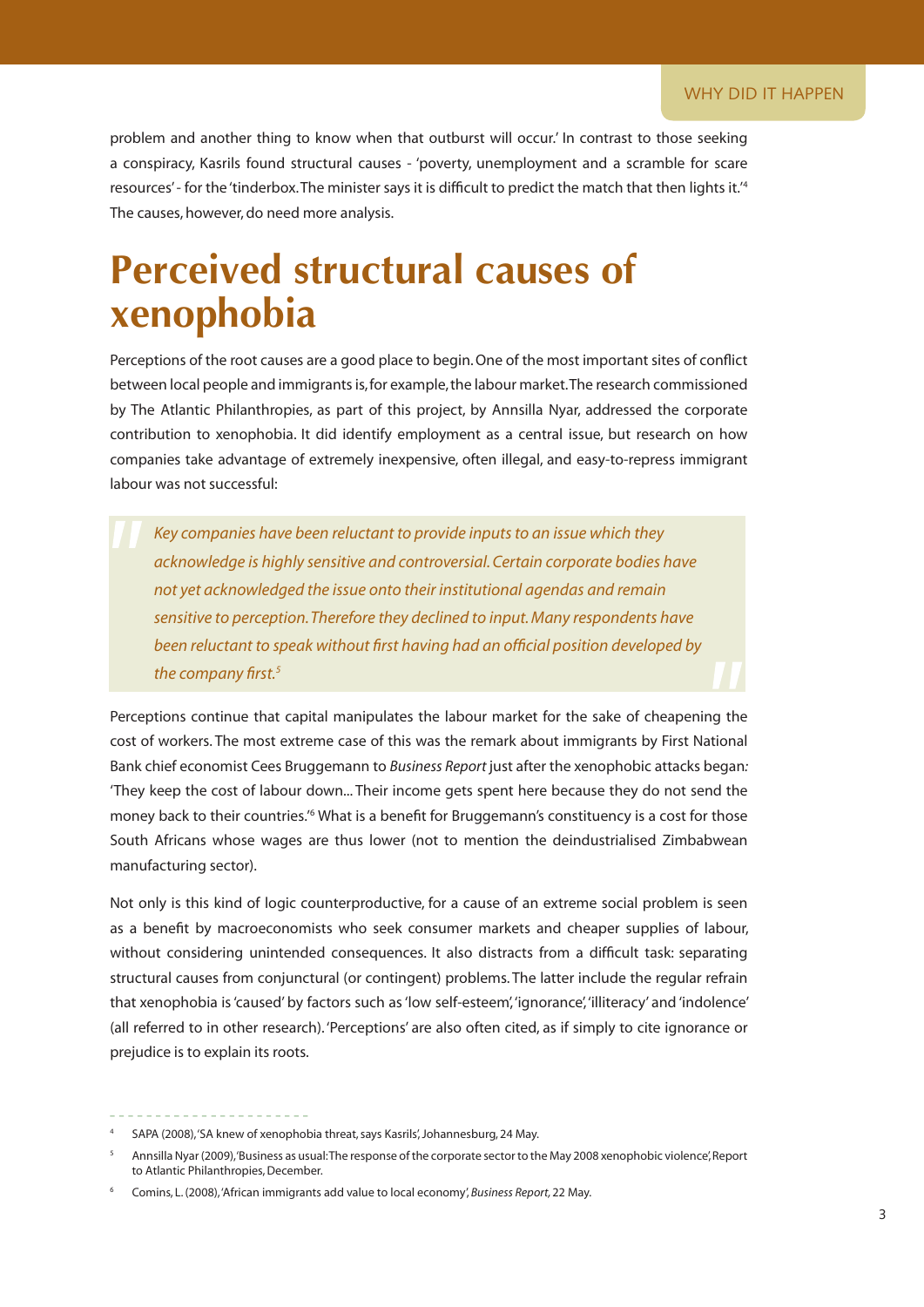problem and another thing to know when that outburst will occur.' In contrast to those seeking a conspiracy, Kasrils found structural causes - 'poverty, unemployment and a scramble for scare resources' - for the 'tinderbox. The minister says it is difficult to predict the match that then lights it.'[4] The causes, however, do need more analysis.

# Perceived structural causes of xenophobia

Perceptions of the root causes are a good place to begin. One of the most important sites of conflict between local people and immigrants is, for example, the labour market. The research commissioned by The Atlantic Philanthropies, as part of this project, by Annsilla Nyar, addressed the corporate contribution to xenophobia. It did identify employment as a central issue, but research on how companies take advantage of extremely inexpensive, often illegal, and easy-to-repress immigrant labour was not successful:

> *Key companies have been reluctant to provide inputs to an issue which they acknowledge is highly sensitive and controversial. Certain corporate bodies have not yet acknowledged the issue onto their institutional agendas and remain sensitive to perception. Therefore they declined to input. Many respondents have been reluctant to speak without first having had an official position developed by the company first.*[5]

Perceptions continue that capital manipulates the labour market for the sake of cheapening the cost of workers. The most extreme case of this was the remark about immigrants by First National Bank chief economist Cees Bruggemann to *Business Report* just after the xenophobic attacks began: 'They keep the cost of labour down... Their income gets spent here because they do not send the money back to their countries.'[6] What is a benefit for Bruggemann's constituency is a cost for those South Africans whose wages are thus lower (not to mention the deindustrialised Zimbabwean manufacturing sector).

Not only is this kind of logic counterproductive, for a cause of an extreme social problem is seen as a benefit by macroeconomists who seek consumer markets and cheaper supplies of labour, without considering unintended consequences. It also distracts from a difficult task: separating structural causes from conjunctural (or contingent) problems. The latter include the regular refrain that xenophobia is 'caused' by factors such as 'low self-esteem', 'ignorance', 'illiteracy' and 'indolence' (all referred to in other research). 'Perceptions' are also often cited, as if simply to cite ignorance or prejudice is to explain its roots.

---

[4] SAPA (2008), 'SA knew of xenophobia threat, says Kasrils', Johannesburg, 24 May.

[5] Annsilla Nyar (2009), 'Business as usual: The response of the corporate sector to the May 2008 xenophobic violence', Report to Atlantic Philanthropies, December.

[6] Comins, L. (2008), 'African immigrants add value to local economy', *Business Report*, 22 May.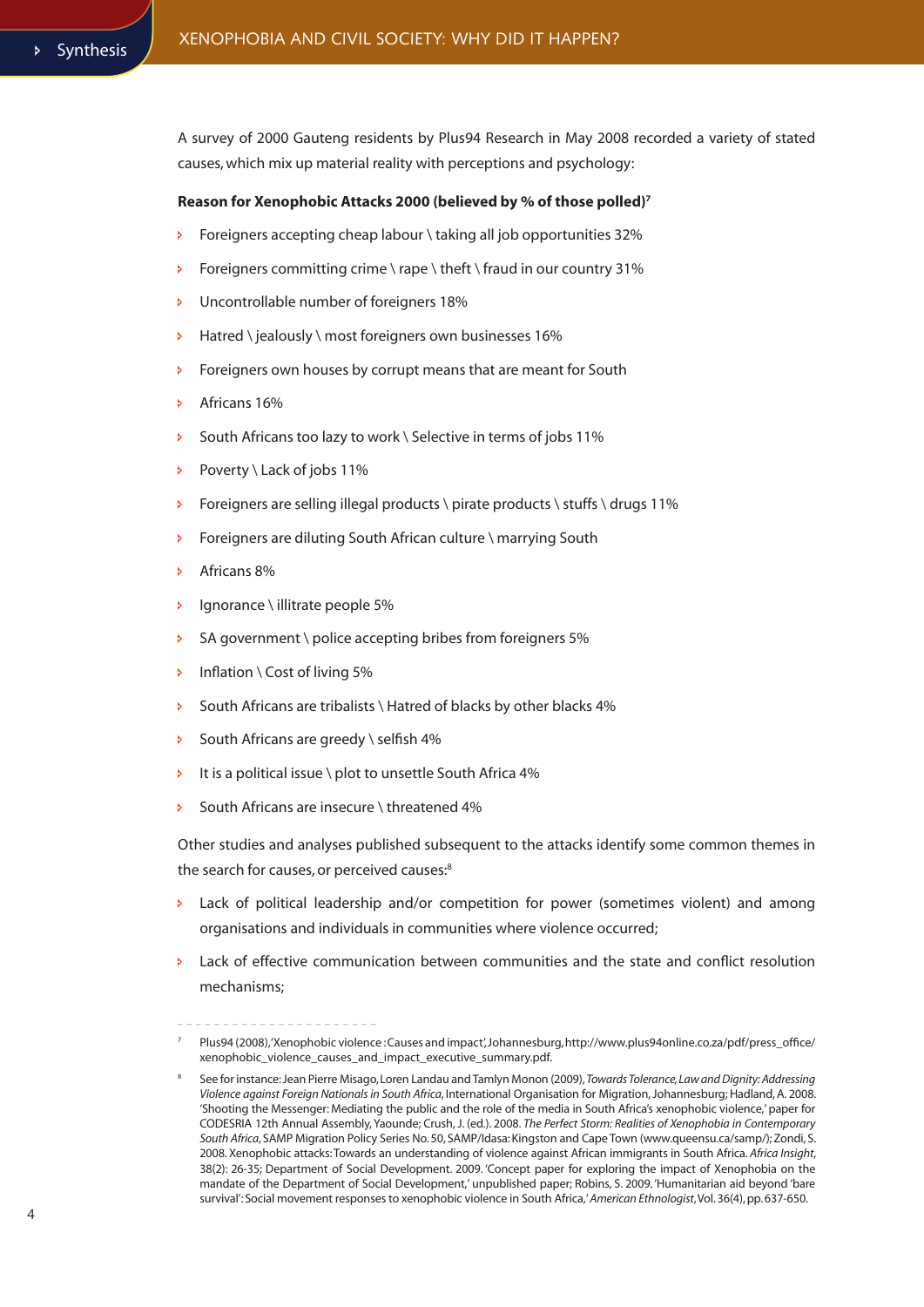A survey of 2000 Gauteng residents by Plus94 Research in May 2008 recorded a variety of stated causes, which mix up material reality with perceptions and psychology:

**Reason for Xenophobic Attacks 2000 (believed by % of those polled)**[7]

- Foreigners accepting cheap labour \ taking all job opportunities 32%
- Foreigners committing crime \ rape \ theft \ fraud in our country 31%
- Uncontrollable number of foreigners 18%
- Hatred \ jealously \ most foreigners own businesses 16%
- Foreigners own houses by corrupt means that are meant for South
- Africans 16%
- South Africans too lazy to work \ Selective in terms of jobs 11%
- Poverty \ Lack of jobs 11%
- Foreigners are selling illegal products \ pirate products \ stuffs \ drugs 11%
- Foreigners are diluting South African culture \ marrying South
- Africans 8%
- Ignorance \ illitrate people 5%
- SA government \ police accepting bribes from foreigners 5%
- Inflation \ Cost of living 5%
- South Africans are tribalists \ Hatred of blacks by other blacks 4%
- South Africans are greedy \ selfish 4%
- It is a political issue \ plot to unsettle South Africa 4%
- South Africans are insecure \ threatened 4%

Other studies and analyses published subsequent to the attacks identify some common themes in the search for causes, or perceived causes:[8]

- Lack of political leadership and/or competition for power (sometimes violent) and among organisations and individuals in communities where violence occurred;
- Lack of effective communication between communities and the state and conflict resolution mechanisms;

---

[7] Plus94 (2008), 'Xenophobic violence : Causes and impact', Johannesburg, http://www.plus94online.co.za/pdf/press_office/xenophobic_violence_causes_and_impact_executive_summary.pdf.

[8] See for instance: Jean Pierre Misago, Loren Landau and Tamlyn Monon (2009), *Towards Tolerance, Law and Dignity: Addressing Violence against Foreign Nationals in South Africa*, International Organisation for Migration, Johannesburg; Hadland, A. 2008. 'Shooting the Messenger: Mediating the public and the role of the media in South Africa's xenophobic violence,' paper for CODESRIA 12th Annual Assembly, Yaounde; Crush, J. (ed.). 2008. *The Perfect Storm: Realities of Xenophobia in Contemporary South Africa*, SAMP Migration Policy Series No. 50, SAMP/Idasa: Kingston and Cape Town (www.queensu.ca/samp/); Zondi, S. 2008. Xenophobic attacks: Towards an understanding of violence against African immigrants in South Africa. *Africa Insight*, 38(2): 26-35; Department of Social Development. 2009. 'Concept paper for exploring the impact of Xenophobia on the mandate of the Department of Social Development,' unpublished paper; Robins, S. 2009. 'Humanitarian aid beyond 'bare survival': Social movement responses to xenophobic violence in South Africa,' *American Ethnologist*, Vol. 36(4), pp. 637-650.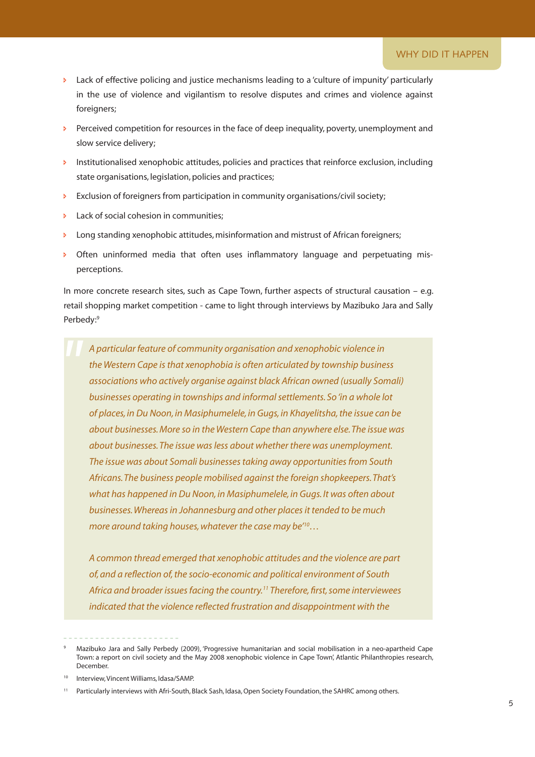- Lack of effective policing and justice mechanisms leading to a 'culture of impunity' particularly in the use of violence and vigilantism to resolve disputes and crimes and violence against foreigners;
- Perceived competition for resources in the face of deep inequality, poverty, unemployment and slow service delivery;
- Institutionalised xenophobic attitudes, policies and practices that reinforce exclusion, including state organisations, legislation, policies and practices;
- Exclusion of foreigners from participation in community organisations/civil society;
- Lack of social cohesion in communities;
- Long standing xenophobic attitudes, misinformation and mistrust of African foreigners;
- Often uninformed media that often uses inflammatory language and perpetuating mis-perceptions.

In more concrete research sites, such as Cape Town, further aspects of structural causation – e.g. retail shopping market competition - came to light through interviews by Mazibuko Jara and Sally Perbedy:[9]

> *A particular feature of community organisation and xenophobic violence in the Western Cape is that xenophobia is often articulated by township business associations who actively organise against black African owned (usually Somali) businesses operating in townships and informal settlements. So 'in a whole lot of places, in Du Noon, in Masiphumelele, in Gugs, in Khayelitsha, the issue can be about businesses. More so in the Western Cape than anywhere else. The issue was about businesses. The issue was less about whether there was unemployment. The issue was about Somali businesses taking away opportunities from South Africans. The business people mobilised against the foreign shopkeepers. That's what has happened in Du Noon, in Masiphumelele, in Gugs. It was often about businesses. Whereas in Johannesburg and other places it tended to be much more around taking houses, whatever the case may be'[10]…*
>
> *A common thread emerged that xenophobic attitudes and the violence are part of, and a reflection of, the socio-economic and political environment of South Africa and broader issues facing the country.[11] Therefore, first, some interviewees indicated that the violence reflected frustration and disappointment with the*

---

[9] Mazibuko Jara and Sally Perbedy (2009), 'Progressive humanitarian and social mobilisation in a neo-apartheid Cape Town: a report on civil society and the May 2008 xenophobic violence in Cape Town', Atlantic Philanthropies research, December.

[10] Interview, Vincent Williams, Idasa/SAMP.

[11] Particularly interviews with Afri-South, Black Sash, Idasa, Open Society Foundation, the SAHRC among others.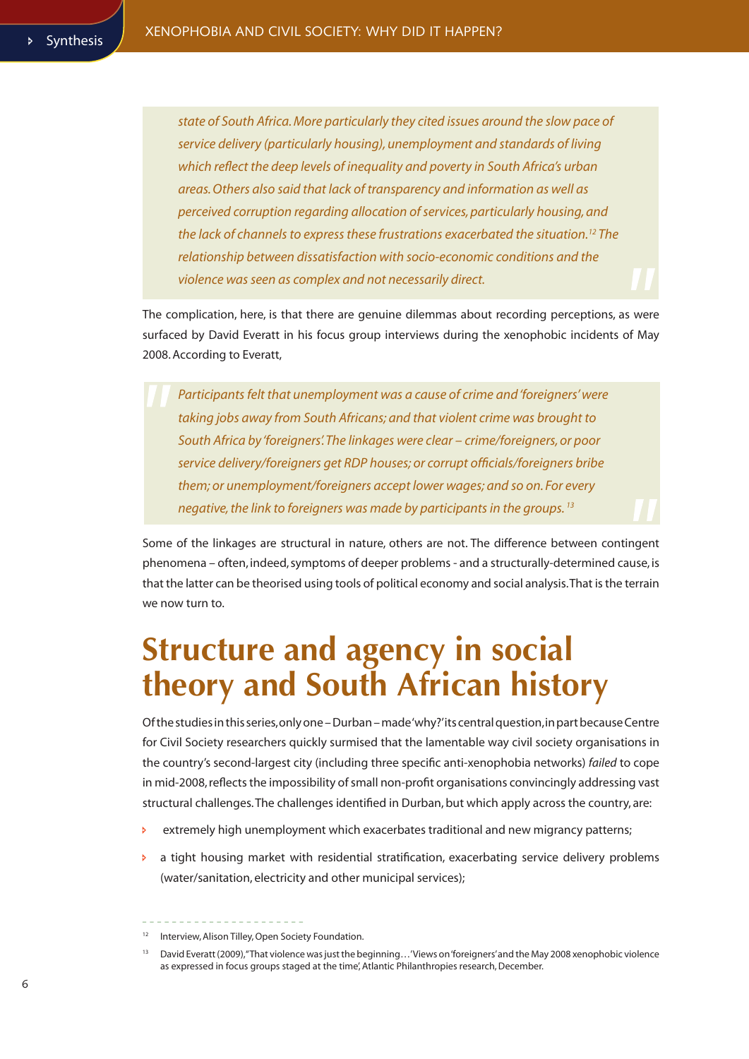> *state of South Africa. More particularly they cited issues around the slow pace of service delivery (particularly housing), unemployment and standards of living which reflect the deep levels of inequality and poverty in South Africa's urban areas. Others also said that lack of transparency and information as well as perceived corruption regarding allocation of services, particularly housing, and the lack of channels to express these frustrations exacerbated the situation.[12] The relationship between dissatisfaction with socio-economic conditions and the violence was seen as complex and not necessarily direct.*

The complication, here, is that there are genuine dilemmas about recording perceptions, as were surfaced by David Everatt in his focus group interviews during the xenophobic incidents of May 2008. According to Everatt,

> *Participants felt that unemployment was a cause of crime and 'foreigners' were taking jobs away from South Africans; and that violent crime was brought to South Africa by 'foreigners'. The linkages were clear – crime/foreigners, or poor service delivery/foreigners get RDP houses; or corrupt officials/foreigners bribe them; or unemployment/foreigners accept lower wages; and so on. For every negative, the link to foreigners was made by participants in the groups.[13]*

Some of the linkages are structural in nature, others are not. The difference between contingent phenomena – often, indeed, symptoms of deeper problems - and a structurally-determined cause, is that the latter can be theorised using tools of political economy and social analysis. That is the terrain we now turn to.

# Structure and agency in social theory and South African history

Of the studies in this series, only one – Durban – made 'why?' its central question, in part because Centre for Civil Society researchers quickly surmised that the lamentable way civil society organisations in the country's second-largest city (including three specific anti-xenophobia networks) *failed* to cope in mid-2008, reflects the impossibility of small non-profit organisations convincingly addressing vast structural challenges. The challenges identified in Durban, but which apply across the country, are:

- extremely high unemployment which exacerbates traditional and new migrancy patterns;
- a tight housing market with residential stratification, exacerbating service delivery problems (water/sanitation, electricity and other municipal services);

---

[12] Interview, Alison Tilley, Open Society Foundation.

[13] David Everatt (2009), "That violence was just the beginning…' Views on 'foreigners' and the May 2008 xenophobic violence as expressed in focus groups staged at the time', Atlantic Philanthropies research, December.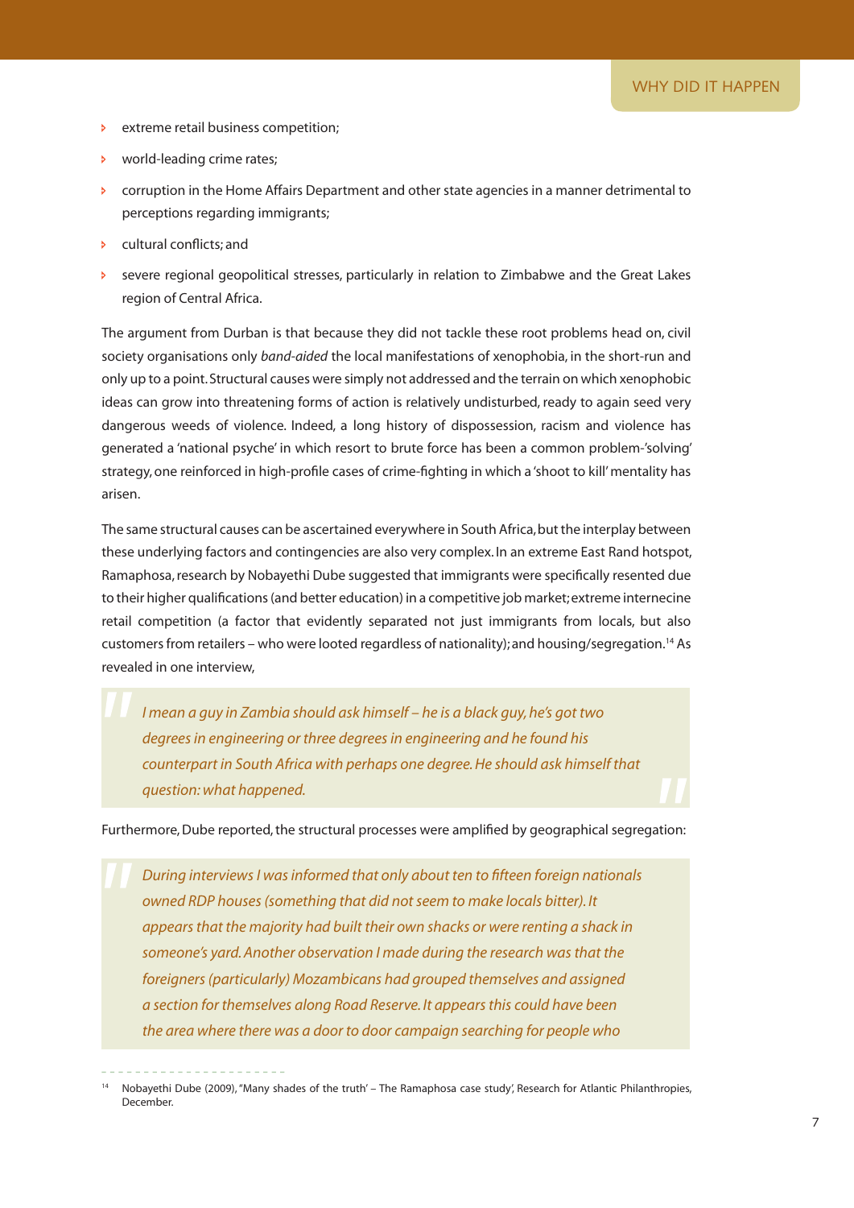- extreme retail business competition;
- world-leading crime rates;
- corruption in the Home Affairs Department and other state agencies in a manner detrimental to perceptions regarding immigrants;
- cultural conflicts; and
- severe regional geopolitical stresses, particularly in relation to Zimbabwe and the Great Lakes region of Central Africa.

The argument from Durban is that because they did not tackle these root problems head on, civil society organisations only *band-aided* the local manifestations of xenophobia, in the short-run and only up to a point. Structural causes were simply not addressed and the terrain on which xenophobic ideas can grow into threatening forms of action is relatively undisturbed, ready to again seed very dangerous weeds of violence. Indeed, a long history of dispossession, racism and violence has generated a 'national psyche' in which resort to brute force has been a common problem-'solving' strategy, one reinforced in high-profile cases of crime-fighting in which a 'shoot to kill' mentality has arisen.

The same structural causes can be ascertained everywhere in South Africa, but the interplay between these underlying factors and contingencies are also very complex. In an extreme East Rand hotspot, Ramaphosa, research by Nobayethi Dube suggested that immigrants were specifically resented due to their higher qualifications (and better education) in a competitive job market; extreme internecine retail competition (a factor that evidently separated not just immigrants from locals, but also customers from retailers – who were looted regardless of nationality); and housing/segregation.[14] As revealed in one interview,

> *I mean a guy in Zambia should ask himself – he is a black guy, he's got two degrees in engineering or three degrees in engineering and he found his counterpart in South Africa with perhaps one degree. He should ask himself that question: what happened.*

Furthermore, Dube reported, the structural processes were amplified by geographical segregation:

> *During interviews I was informed that only about ten to fifteen foreign nationals owned RDP houses (something that did not seem to make locals bitter). It appears that the majority had built their own shacks or were renting a shack in someone's yard. Another observation I made during the research was that the foreigners (particularly) Mozambicans had grouped themselves and assigned a section for themselves along Road Reserve. It appears this could have been the area where there was a door to door campaign searching for people who*

---

[14] Nobayethi Dube (2009), "Many shades of the truth' – The Ramaphosa case study', Research for Atlantic Philanthropies, December.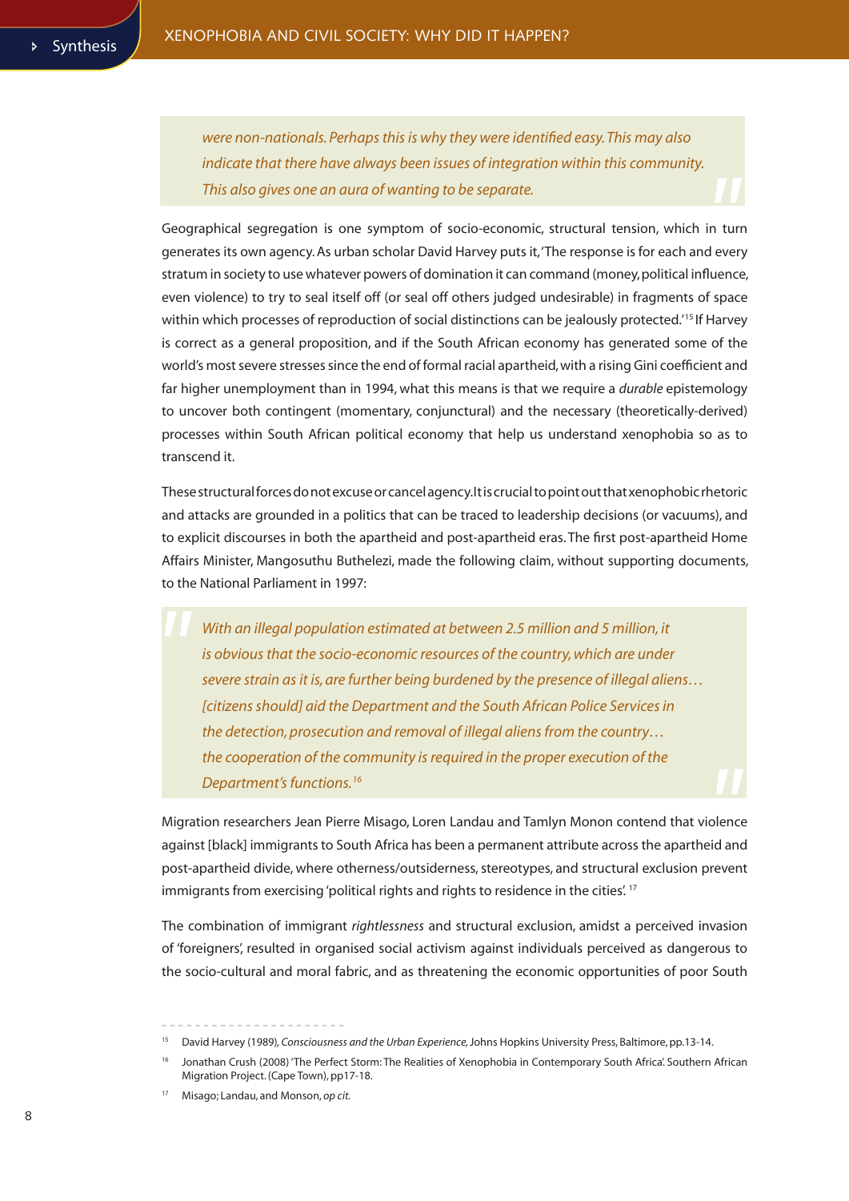> *were non-nationals. Perhaps this is why they were identified easy. This may also indicate that there have always been issues of integration within this community. This also gives one an aura of wanting to be separate.*

Geographical segregation is one symptom of socio-economic, structural tension, which in turn generates its own agency. As urban scholar David Harvey puts it, 'The response is for each and every stratum in society to use whatever powers of domination it can command (money, political influence, even violence) to try to seal itself off (or seal off others judged undesirable) in fragments of space within which processes of reproduction of social distinctions can be jealously protected.'[15] If Harvey is correct as a general proposition, and if the South African economy has generated some of the world's most severe stresses since the end of formal racial apartheid, with a rising Gini coefficient and far higher unemployment than in 1994, what this means is that we require a *durable* epistemology to uncover both contingent (momentary, conjunctural) and the necessary (theoretically-derived) processes within South African political economy that help us understand xenophobia so as to transcend it.

These structural forces do not excuse or cancel agency. It is crucial to point out that xenophobic rhetoric and attacks are grounded in a politics that can be traced to leadership decisions (or vacuums), and to explicit discourses in both the apartheid and post-apartheid eras. The first post-apartheid Home Affairs Minister, Mangosuthu Buthelezi, made the following claim, without supporting documents, to the National Parliament in 1997:

> *With an illegal population estimated at between 2.5 million and 5 million, it is obvious that the socio-economic resources of the country, which are under severe strain as it is, are further being burdened by the presence of illegal aliens… [citizens should] aid the Department and the South African Police Services in the detection, prosecution and removal of illegal aliens from the country… the cooperation of the community is required in the proper execution of the Department's functions.*[16]

Migration researchers Jean Pierre Misago, Loren Landau and Tamlyn Monon contend that violence against [black] immigrants to South Africa has been a permanent attribute across the apartheid and post-apartheid divide, where otherness/outsiderness, stereotypes, and structural exclusion prevent immigrants from exercising 'political rights and rights to residence in the cities'.[17]

The combination of immigrant *rightlessness* and structural exclusion, amidst a perceived invasion of 'foreigners', resulted in organised social activism against individuals perceived as dangerous to the socio-cultural and moral fabric, and as threatening the economic opportunities of poor South

---

[15] David Harvey (1989), *Consciousness and the Urban Experience,* Johns Hopkins University Press, Baltimore, pp.13-14.

[16] Jonathan Crush (2008) 'The Perfect Storm: The Realities of Xenophobia in Contemporary South Africa'. Southern African Migration Project. (Cape Town), pp17-18.

[17] Misago; Landau, and Monson, *op cit.*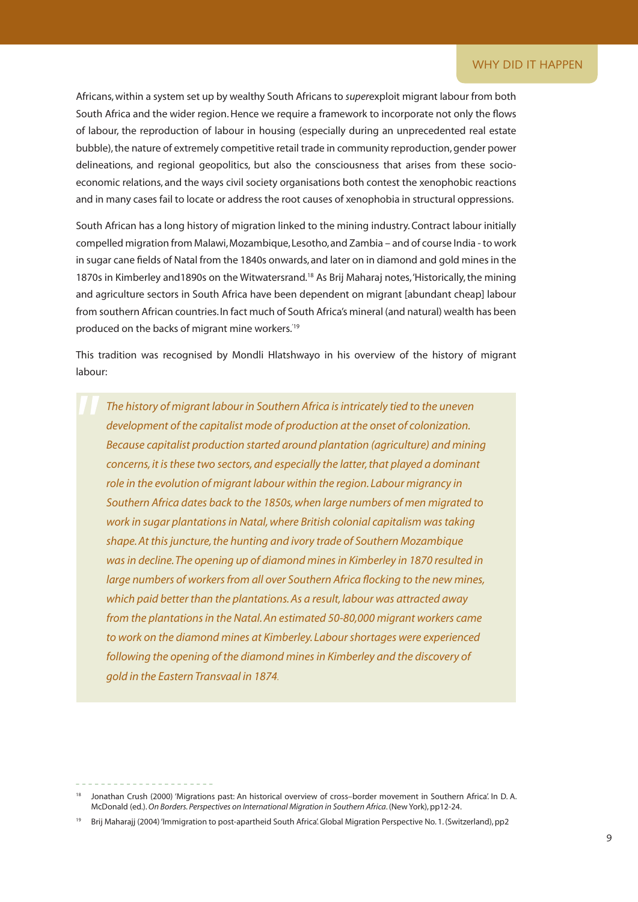Africans, within a system set up by wealthy South Africans to *super*exploit migrant labour from both South Africa and the wider region. Hence we require a framework to incorporate not only the flows of labour, the reproduction of labour in housing (especially during an unprecedented real estate bubble), the nature of extremely competitive retail trade in community reproduction, gender power delineations, and regional geopolitics, but also the consciousness that arises from these socio-economic relations, and the ways civil society organisations both contest the xenophobic reactions and in many cases fail to locate or address the root causes of xenophobia in structural oppressions.

South African has a long history of migration linked to the mining industry. Contract labour initially compelled migration from Malawi, Mozambique, Lesotho, and Zambia – and of course India - to work in sugar cane fields of Natal from the 1840s onwards, and later on in diamond and gold mines in the 1870s in Kimberley and1890s on the Witwatersrand.[18] As Brij Maharaj notes, 'Historically, the mining and agriculture sectors in South Africa have been dependent on migrant [abundant cheap] labour from southern African countries. In fact much of South Africa's mineral (and natural) wealth has been produced on the backs of migrant mine workers.'[19]

This tradition was recognised by Mondli Hlatshwayo in his overview of the history of migrant labour:

> *The history of migrant labour in Southern Africa is intricately tied to the uneven development of the capitalist mode of production at the onset of colonization. Because capitalist production started around plantation (agriculture) and mining concerns, it is these two sectors, and especially the latter, that played a dominant role in the evolution of migrant labour within the region. Labour migrancy in Southern Africa dates back to the 1850s, when large numbers of men migrated to work in sugar plantations in Natal, where British colonial capitalism was taking shape. At this juncture, the hunting and ivory trade of Southern Mozambique was in decline. The opening up of diamond mines in Kimberley in 1870 resulted in large numbers of workers from all over Southern Africa flocking to the new mines, which paid better than the plantations. As a result, labour was attracted away from the plantations in the Natal. An estimated 50-80,000 migrant workers came to work on the diamond mines at Kimberley. Labour shortages were experienced following the opening of the diamond mines in Kimberley and the discovery of gold in the Eastern Transvaal in 1874.*

---

[18] Jonathan Crush (2000) 'Migrations past: An historical overview of cross–border movement in Southern Africa'. In D. A. McDonald (ed.). *On Borders. Perspectives on International Migration in Southern Africa*. (New York), pp12-24.

[19] Brij Maharajj (2004) 'Immigration to post-apartheid South Africa'. Global Migration Perspective No. 1. (Switzerland), pp2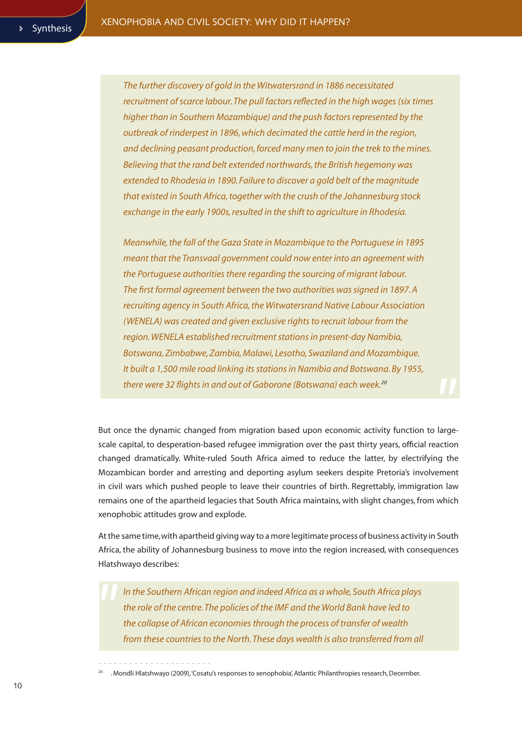> *The further discovery of gold in the Witwatersrand in 1886 necessitated recruitment of scarce labour. The pull factors reflected in the high wages (six times higher than in Southern Mozambique) and the push factors represented by the outbreak of rinderpest in 1896, which decimated the cattle herd in the region, and declining peasant production, forced many men to join the trek to the mines. Believing that the rand belt extended northwards, the British hegemony was extended to Rhodesia in 1890. Failure to discover a gold belt of the magnitude that existed in South Africa, together with the crush of the Johannesburg stock exchange in the early 1900s, resulted in the shift to agriculture in Rhodesia.*
>
> *Meanwhile, the fall of the Gaza State in Mozambique to the Portuguese in 1895 meant that the Transvaal government could now enter into an agreement with the Portuguese authorities there regarding the sourcing of migrant labour. The first formal agreement between the two authorities was signed in 1897. A recruiting agency in South Africa, the Witwatersrand Native Labour Association (WENELA) was created and given exclusive rights to recruit labour from the region. WENELA established recruitment stations in present-day Namibia, Botswana, Zimbabwe, Zambia, Malawi, Lesotho, Swaziland and Mozambique. It built a 1,500 mile road linking its stations in Namibia and Botswana. By 1955, there were 32 flights in and out of Gaborone (Botswana) each week.*[20]

But once the dynamic changed from migration based upon economic activity function to large-scale capital, to desperation-based refugee immigration over the past thirty years, official reaction changed dramatically. White-ruled South Africa aimed to reduce the latter, by electrifying the Mozambican border and arresting and deporting asylum seekers despite Pretoria's involvement in civil wars which pushed people to leave their countries of birth. Regrettably, immigration law remains one of the apartheid legacies that South Africa maintains, with slight changes, from which xenophobic attitudes grow and explode.

At the same time, with apartheid giving way to a more legitimate process of business activity in South Africa, the ability of Johannesburg business to move into the region increased, with consequences Hlatshwayo describes:

> *In the Southern African region and indeed Africa as a whole, South Africa plays the role of the centre. The policies of the IMF and the World Bank have led to the collapse of African economies through the process of transfer of wealth from these countries to the North. These days wealth is also transferred from all*

---

[20] . Mondli Hlatshwayo (2009), 'Cosatu's responses to xenophobia', Atlantic Philanthropies research, December.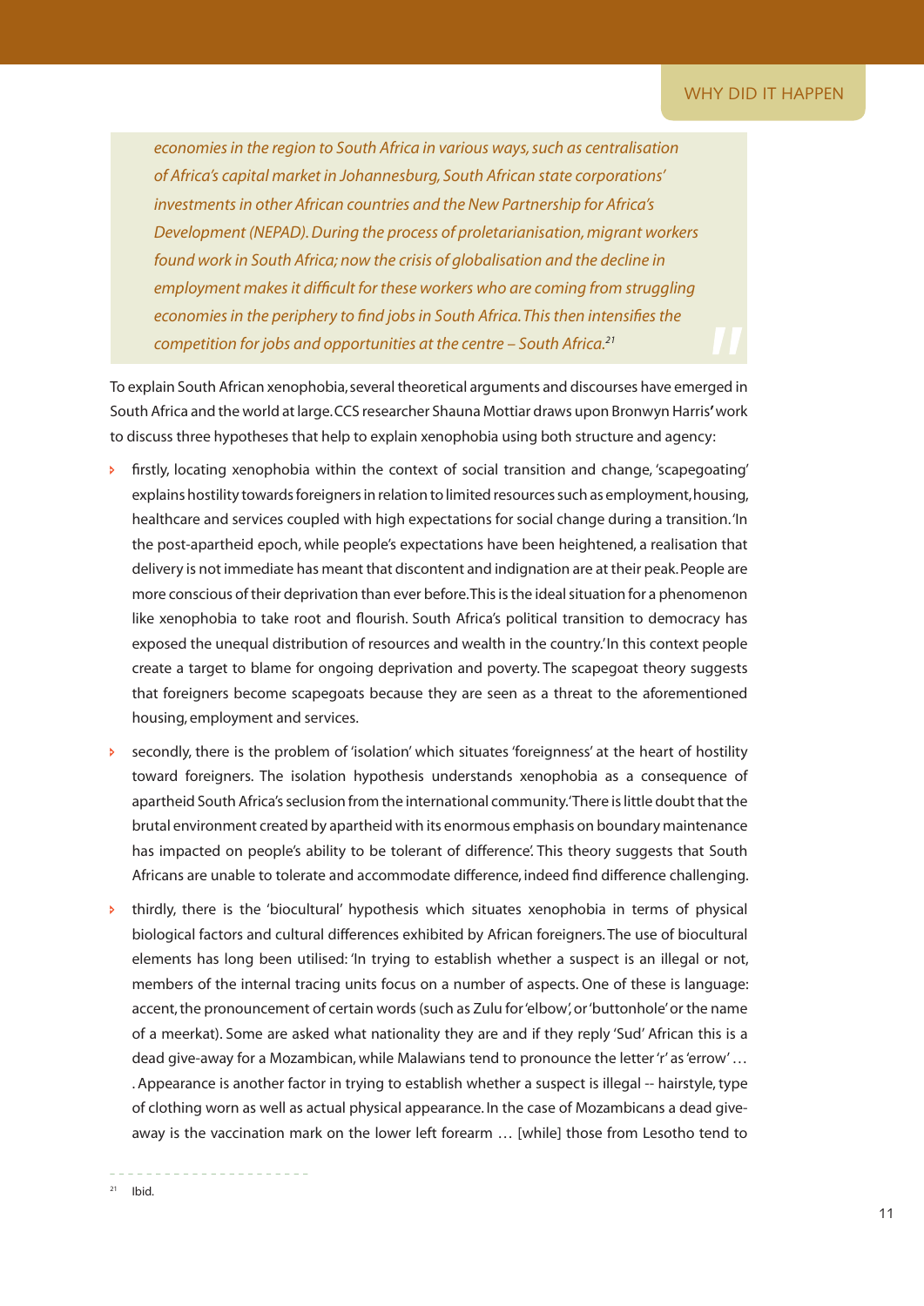> *economies in the region to South Africa in various ways, such as centralisation of Africa's capital market in Johannesburg, South African state corporations' investments in other African countries and the New Partnership for Africa's Development (NEPAD). During the process of proletarianisation, migrant workers found work in South Africa; now the crisis of globalisation and the decline in employment makes it difficult for these workers who are coming from struggling economies in the periphery to find jobs in South Africa. This then intensifies the competition for jobs and opportunities at the centre – South Africa.*[21]

To explain South African xenophobia, several theoretical arguments and discourses have emerged in South Africa and the world at large. CCS researcher Shauna Mottiar draws upon Bronwyn Harris**'** work to discuss three hypotheses that help to explain xenophobia using both structure and agency:

- firstly, locating xenophobia within the context of social transition and change, 'scapegoating' explains hostility towards foreigners in relation to limited resources such as employment, housing, healthcare and services coupled with high expectations for social change during a transition. 'In the post-apartheid epoch, while people's expectations have been heightened, a realisation that delivery is not immediate has meant that discontent and indignation are at their peak. People are more conscious of their deprivation than ever before. This is the ideal situation for a phenomenon like xenophobia to take root and flourish. South Africa's political transition to democracy has exposed the unequal distribution of resources and wealth in the country.' In this context people create a target to blame for ongoing deprivation and poverty. The scapegoat theory suggests that foreigners become scapegoats because they are seen as a threat to the aforementioned housing, employment and services.
- secondly, there is the problem of 'isolation' which situates 'foreignness' at the heart of hostility toward foreigners. The isolation hypothesis understands xenophobia as a consequence of apartheid South Africa's seclusion from the international community. 'There is little doubt that the brutal environment created by apartheid with its enormous emphasis on boundary maintenance has impacted on people's ability to be tolerant of difference'. This theory suggests that South Africans are unable to tolerate and accommodate difference, indeed find difference challenging.
- thirdly, there is the 'biocultural' hypothesis which situates xenophobia in terms of physical biological factors and cultural differences exhibited by African foreigners. The use of biocultural elements has long been utilised: 'In trying to establish whether a suspect is an illegal or not, members of the internal tracing units focus on a number of aspects. One of these is language: accent, the pronouncement of certain words (such as Zulu for 'elbow', or 'buttonhole' or the name of a meerkat). Some are asked what nationality they are and if they reply 'Sud' African this is a dead give-away for a Mozambican, while Malawians tend to pronounce the letter 'r' as 'erro w' … . Appearance is another factor in trying to establish whether a suspect is illegal -- hairstyle, type of clothing worn as well as actual physical appearance. In the case of Mozambicans a dead give-away is the vaccination mark on the lower left forearm … [while] those from Lesotho tend to

---

[21] Ibid.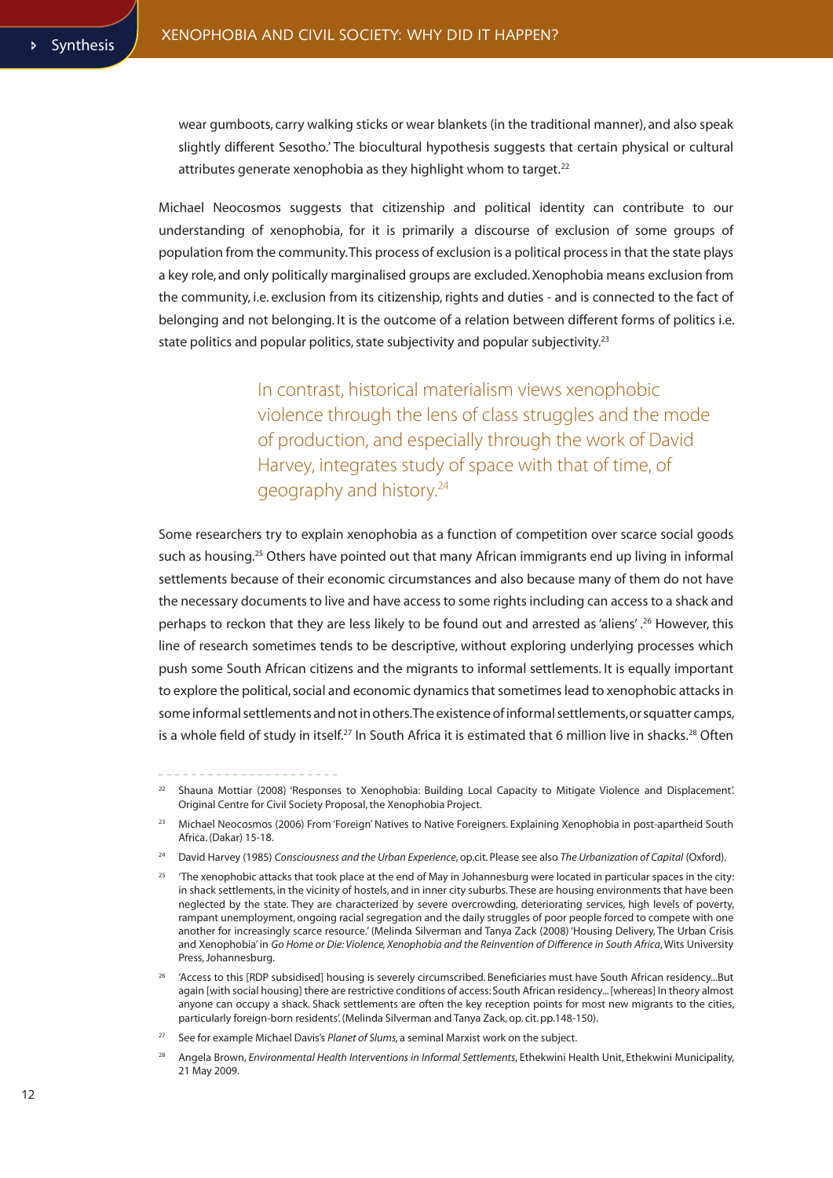wear gumboots, carry walking sticks or wear blankets (in the traditional manner), and also speak slightly different Sesotho.' The biocultural hypothesis suggests that certain physical or cultural attributes generate xenophobia as they highlight whom to target.[22]

Michael Neocosmos suggests that citizenship and political identity can contribute to our understanding of xenophobia, for it is primarily a discourse of exclusion of some groups of population from the community. This process of exclusion is a political process in that the state plays a key role, and only politically marginalised groups are excluded. Xenophobia means exclusion from the community, i.e. exclusion from its citizenship, rights and duties - and is connected to the fact of belonging and not belonging. It is the outcome of a relation between different forms of politics i.e. state politics and popular politics, state subjectivity and popular subjectivity.[23]

> In contrast, historical materialism views xenophobic violence through the lens of class struggles and the mode of production, and especially through the work of David Harvey, integrates study of space with that of time, of geography and history.[24]

Some researchers try to explain xenophobia as a function of competition over scarce social goods such as housing.[25] Others have pointed out that many African immigrants end up living in informal settlements because of their economic circumstances and also because many of them do not have the necessary documents to live and have access to some rights including can access to a shack and perhaps to reckon that they are less likely to be found out and arrested as 'aliens' .[26] However, this line of research sometimes tends to be descriptive, without exploring underlying processes which push some South African citizens and the migrants to informal settlements. It is equally important to explore the political, social and economic dynamics that sometimes lead to xenophobic attacks in some informal settlements and not in others. The existence of informal settlements, or squatter camps, is a whole field of study in itself.[27] In South Africa it is estimated that 6 million live in shacks.[28] Often

---

[22] Shauna Mottiar (2008) 'Responses to Xenophobia: Building Local Capacity to Mitigate Violence and Displacement'. Original Centre for Civil Society Proposal, the Xenophobia Project.

[23] Michael Neocosmos (2006) From 'Foreign' Natives to Native Foreigners. Explaining Xenophobia in post-apartheid South Africa. (Dakar) 15-18.

[24] David Harvey (1985) *Consciousness and the Urban Experience*, op.cit. Please see also *The Urbanization of Capital* (Oxford).

[25] 'The xenophobic attacks that took place at the end of May in Johannesburg were located in particular spaces in the city: in shack settlements, in the vicinity of hostels, and in inner city suburbs. These are housing environments that have been neglected by the state. They are characterized by severe overcrowding, deteriorating services, high levels of poverty, rampant unemployment, ongoing racial segregation and the daily struggles of poor people forced to compete with one another for increasingly scarce resource.' (Melinda Silverman and Tanya Zack (2008) 'Housing Delivery, The Urban Crisis and Xenophobia' in *Go Home or Die: Violence, Xenophobia and the Reinvention of Difference in South Africa*, Wits University Press, Johannesburg.

[26] 'Access to this [RDP subsidised] housing is severely circumscribed. Beneficiaries must have South African residency...But again [with social housing] there are restrictive conditions of access: South African residency... [whereas] In theory almost anyone can occupy a shack. Shack settlements are often the key reception points for most new migrants to the cities, particularly foreign-born residents'. (Melinda Silverman and Tanya Zack, op. cit. pp.148-150).

[27] See for example Michael Davis's *Planet of Slums*, a seminal Marxist work on the subject.

[28] Angela Brown, *Environmental Health Interventions in Informal Settlements*, Ethekwini Health Unit, Ethekwini Municipality, 21 May 2009.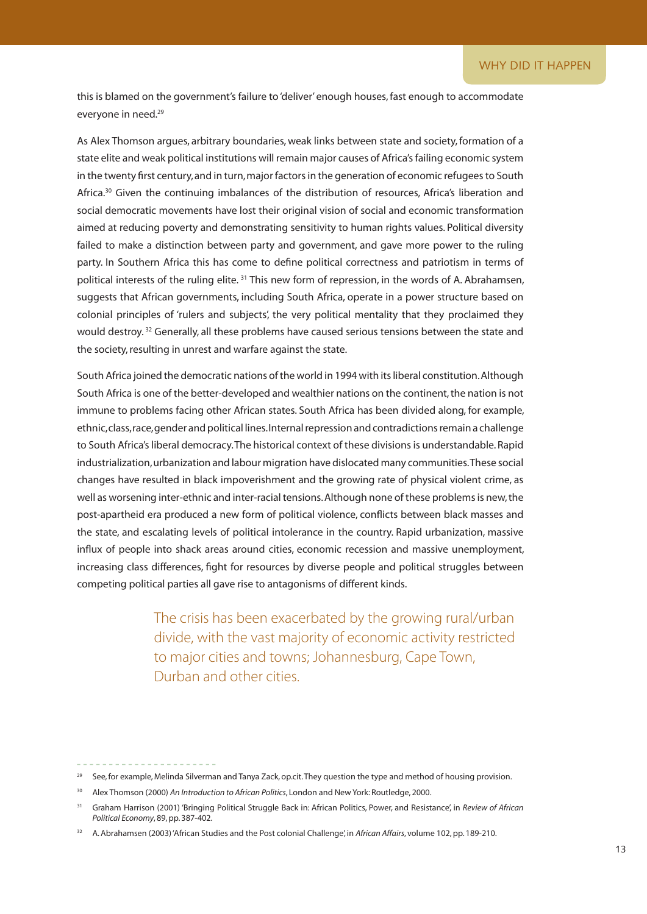this is blamed on the government's failure to 'deliver' enough houses, fast enough to accommodate everyone in need.[29]

As Alex Thomson argues, arbitrary boundaries, weak links between state and society, formation of a state elite and weak political institutions will remain major causes of Africa's failing economic system in the twenty first century, and in turn, major factors in the generation of economic refugees to South Africa.[30] Given the continuing imbalances of the distribution of resources, Africa's liberation and social democratic movements have lost their original vision of social and economic transformation aimed at reducing poverty and demonstrating sensitivity to human rights values. Political diversity failed to make a distinction between party and government, and gave more power to the ruling party. In Southern Africa this has come to define political correctness and patriotism in terms of political interests of the ruling elite.[31] This new form of repression, in the words of A. Abrahamsen, suggests that African governments, including South Africa, operate in a power structure based on colonial principles of 'rulers and subjects', the very political mentality that they proclaimed they would destroy.[32] Generally, all these problems have caused serious tensions between the state and the society, resulting in unrest and warfare against the state.

South Africa joined the democratic nations of the world in 1994 with its liberal constitution. Although South Africa is one of the better-developed and wealthier nations on the continent, the nation is not immune to problems facing other African states. South Africa has been divided along, for example, ethnic, class, race, gender and political lines. Internal repression and contradictions remain a challenge to South Africa's liberal democracy. The historical context of these divisions is understandable. Rapid industrialization, urbanization and labour migration have dislocated many communities. These social changes have resulted in black impoverishment and the growing rate of physical violent crime, as well as worsening inter-ethnic and inter-racial tensions. Although none of these problems is new, the post-apartheid era produced a new form of political violence, conflicts between black masses and the state, and escalating levels of political intolerance in the country. Rapid urbanization, massive influx of people into shack areas around cities, economic recession and massive unemployment, increasing class differences, fight for resources by diverse people and political struggles between competing political parties all gave rise to antagonisms of different kinds.

> The crisis has been exacerbated by the growing rural/urban divide, with the vast majority of economic activity restricted to major cities and towns; Johannesburg, Cape Town, Durban and other cities.

---

[29] See, for example, Melinda Silverman and Tanya Zack, op.cit. They question the type and method of housing provision.

[30] Alex Thomson (2000) *An Introduction to African Politics*, London and New York: Routledge, 2000.

[31] Graham Harrison (2001) 'Bringing Political Struggle Back in: African Politics, Power, and Resistance', in *Review of African Political Economy*, 89, pp. 387-402.

[32] A. Abrahamsen (2003) 'African Studies and the Post colonial Challenge', in *African Affairs*, volume 102, pp. 189-210.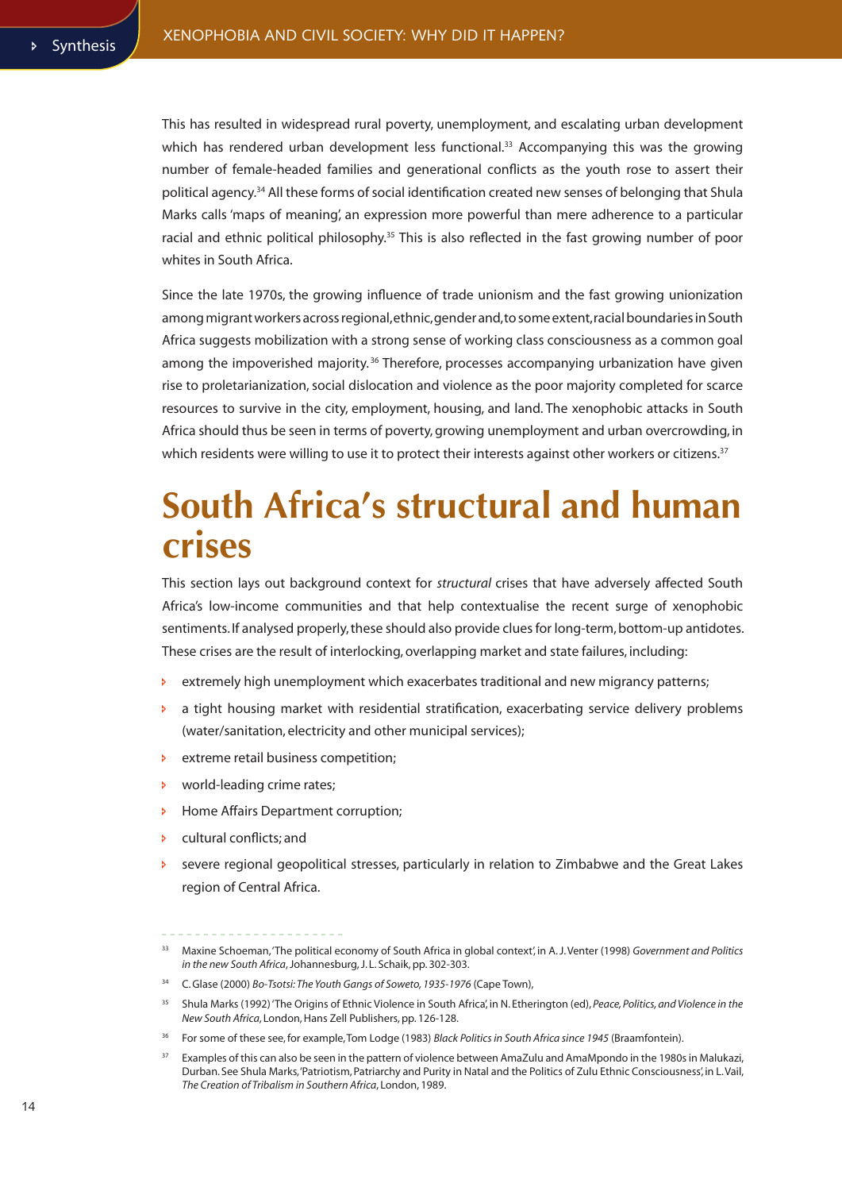This has resulted in widespread rural poverty, unemployment, and escalating urban development which has rendered urban development less functional.[33] Accompanying this was the growing number of female-headed families and generational conflicts as the youth rose to assert their political agency.[34] All these forms of social identification created new senses of belonging that Shula Marks calls 'maps of meaning', an expression more powerful than mere adherence to a particular racial and ethnic political philosophy.[35] This is also reflected in the fast growing number of poor whites in South Africa.

Since the late 1970s, the growing influence of trade unionism and the fast growing unionization among migrant workers across regional, ethnic, gender and, to some extent, racial boundaries in South Africa suggests mobilization with a strong sense of working class consciousness as a common goal among the impoverished majority.[36] Therefore, processes accompanying urbanization have given rise to proletarianization, social dislocation and violence as the poor majority completed for scarce resources to survive in the city, employment, housing, and land. The xenophobic attacks in South Africa should thus be seen in terms of poverty, growing unemployment and urban overcrowding, in which residents were willing to use it to protect their interests against other workers or citizens.[37]

# South Africa's structural and human crises

This section lays out background context for *structural* crises that have adversely affected South Africa's low-income communities and that help contextualise the recent surge of xenophobic sentiments. If analysed properly, these should also provide clues for long-term, bottom-up antidotes. These crises are the result of interlocking, overlapping market and state failures, including:

- extremely high unemployment which exacerbates traditional and new migrancy patterns;
- a tight housing market with residential stratification, exacerbating service delivery problems (water/sanitation, electricity and other municipal services);
- extreme retail business competition;
- world-leading crime rates;
- Home Affairs Department corruption;
- cultural conflicts; and
- severe regional geopolitical stresses, particularly in relation to Zimbabwe and the Great Lakes region of Central Africa.

---

[33] Maxine Schoeman, 'The political economy of South Africa in global context', in A. J. Venter (1998) *Government and Politics in the new South Africa*, Johannesburg, J. L. Schaik, pp. 302-303.

[34] C. Glase (2000) *Bo-Tsotsi: The Youth Gangs of Soweto, 1935-1976* (Cape Town),

[35] Shula Marks (1992) 'The Origins of Ethnic Violence in South Africa', in N. Etherington (ed), *Peace, Politics, and Violence in the New South Africa*, London, Hans Zell Publishers, pp. 126-128.

[36] For some of these see, for example, Tom Lodge (1983) *Black Politics in South Africa since 1945* (Braamfontein).

[37] Examples of this can also be seen in the pattern of violence between AmaZulu and AmaMpondo in the 1980s in Malukazi, Durban. See Shula Marks, 'Patriotism, Patriarchy and Purity in Natal and the Politics of Zulu Ethnic Consciousness', in L. Vail, *The Creation of Tribalism in Southern Africa*, London, 1989.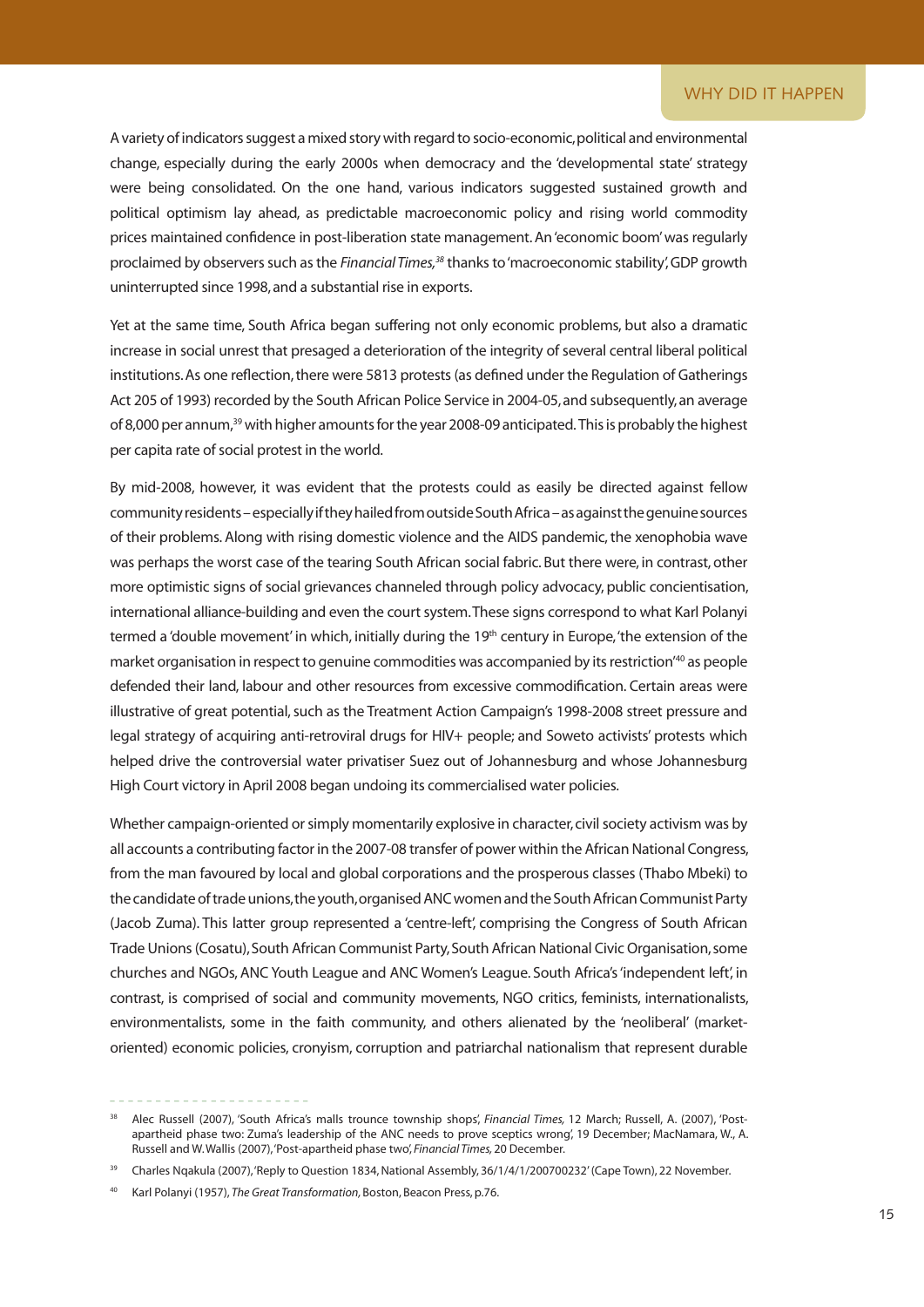A variety of indicators suggest a mixed story with regard to socio-economic, political and environmental change, especially during the early 2000s when democracy and the 'developmental state' strategy were being consolidated. On the one hand, various indicators suggested sustained growth and political optimism lay ahead, as predictable macroeconomic policy and rising world commodity prices maintained confidence in post-liberation state management. An 'economic boom' was regularly proclaimed by observers such as the *Financial Times,*[38] thanks to 'macroeconomic stability', GDP growth uninterrupted since 1998, and a substantial rise in exports.

Yet at the same time, South Africa began suffering not only economic problems, but also a dramatic increase in social unrest that presaged a deterioration of the integrity of several central liberal political institutions. As one reflection, there were 5813 protests (as defined under the Regulation of Gatherings Act 205 of 1993) recorded by the South African Police Service in 2004-05, and subsequently, an average of 8,000 per annum,[39] with higher amounts for the year 2008-09 anticipated. This is probably the highest per capita rate of social protest in the world.

By mid-2008, however, it was evident that the protests could as easily be directed against fellow community residents – especially if they hailed from outside South Africa – as against the genuine sources of their problems. Along with rising domestic violence and the AIDS pandemic, the xenophobia wave was perhaps the worst case of the tearing South African social fabric. But there were, in contrast, other more optimistic signs of social grievances channeled through policy advocacy, public concientisation, international alliance-building and even the court system. These signs correspond to what Karl Polanyi termed a 'double movement' in which, initially during the 19th century in Europe, 'the extension of the market organisation in respect to genuine commodities was accompanied by its restriction'[40] as people defended their land, labour and other resources from excessive commodification. Certain areas were illustrative of great potential, such as the Treatment Action Campaign's 1998-2008 street pressure and legal strategy of acquiring anti-retroviral drugs for HIV+ people; and Soweto activists' protests which helped drive the controversial water privatiser Suez out of Johannesburg and whose Johannesburg High Court victory in April 2008 began undoing its commercialised water policies.

Whether campaign-oriented or simply momentarily explosive in character, civil society activism was by all accounts a contributing factor in the 2007-08 transfer of power within the African National Congress, from the man favoured by local and global corporations and the prosperous classes (Thabo Mbeki) to the candidate of trade unions, the youth, organised ANC women and the South African Communist Party (Jacob Zuma). This latter group represented a 'centre-left', comprising the Congress of South African Trade Unions (Cosatu), South African Communist Party, South African National Civic Organisation, some churches and NGOs, ANC Youth League and ANC Women's League. South Africa's 'independent left', in contrast, is comprised of social and community movements, NGO critics, feminists, internationalists, environmentalists, some in the faith community, and others alienated by the 'neoliberal' (market-oriented) economic policies, cronyism, corruption and patriarchal nationalism that represent durable

---

[38] Alec Russell (2007), 'South Africa's malls trounce township shops', *Financial Times,* 12 March; Russell, A. (2007), 'Post-apartheid phase two: Zuma's leadership of the ANC needs to prove sceptics wrong', 19 December; MacNamara, W., A. Russell and W. Wallis (2007), 'Post-apartheid phase two', *Financial Times,* 20 December.

[39] Charles Nqakula (2007), 'Reply to Question 1834, National Assembly, 36/1/4/1/200700232' (Cape Town), 22 November.

[40] Karl Polanyi (1957), *The Great Transformation,* Boston, Beacon Press, p.76.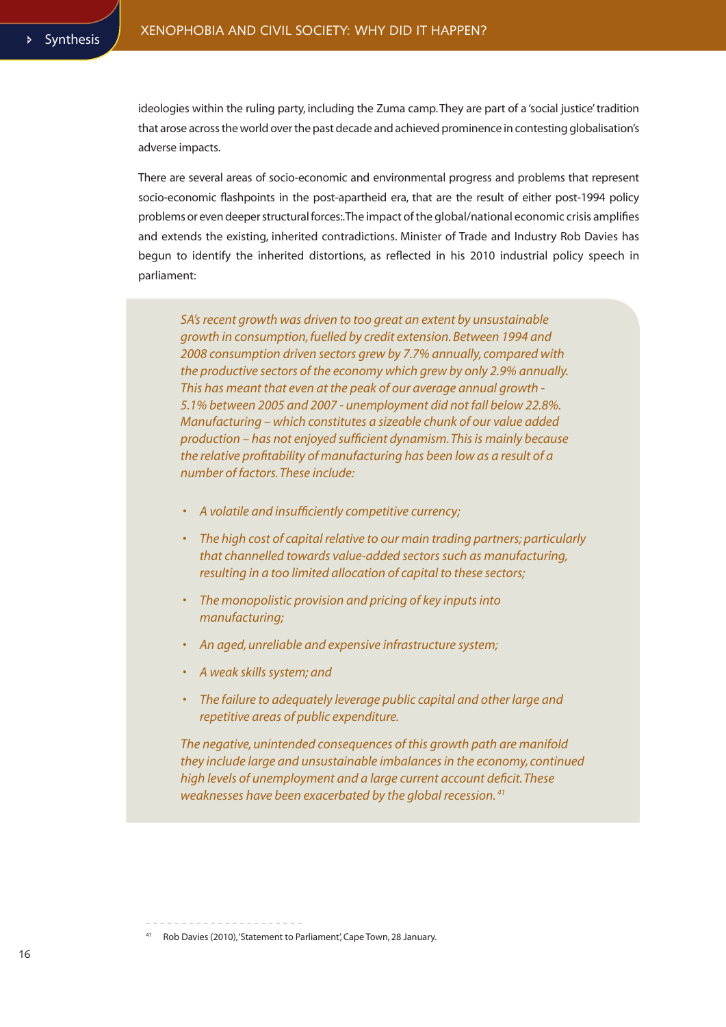ideologies within the ruling party, including the Zuma camp. They are part of a 'social justice' tradition that arose across the world over the past decade and achieved prominence in contesting globalisation's adverse impacts.

There are several areas of socio-economic and environmental progress and problems that represent socio-economic flashpoints in the post-apartheid era, that are the result of either post-1994 policy problems or even deeper structural forces:. The impact of the global/national economic crisis amplifies and extends the existing, inherited contradictions. Minister of Trade and Industry Rob Davies has begun to identify the inherited distortions, as reflected in his 2010 industrial policy speech in parliament:

> *SA's recent growth was driven to too great an extent by unsustainable growth in consumption, fuelled by credit extension. Between 1994 and 2008 consumption driven sectors grew by 7.7% annually, compared with the productive sectors of the economy which grew by only 2.9% annually. This has meant that even at the peak of our average annual growth - 5.1% between 2005 and 2007 - unemployment did not fall below 22.8%. Manufacturing – which constitutes a sizeable chunk of our value added production – has not enjoyed sufficient dynamism. This is mainly because the relative profitability of manufacturing has been low as a result of a number of factors. These include:*
>
> - *A volatile and insufficiently competitive currency;*
> - *The high cost of capital relative to our main trading partners; particularly that channelled towards value-added sectors such as manufacturing, resulting in a too limited allocation of capital to these sectors;*
> - *The monopolistic provision and pricing of key inputs into manufacturing;*
> - *An aged, unreliable and expensive infrastructure system;*
> - *A weak skills system; and*
> - *The failure to adequately leverage public capital and other large and repetitive areas of public expenditure.*
>
> *The negative, unintended consequences of this growth path are manifold they include large and unsustainable imbalances in the economy, continued high levels of unemployment and a large current account deficit. These weaknesses have been exacerbated by the global recession.* [41]

---

[41] Rob Davies (2010), 'Statement to Parliament', Cape Town, 28 January.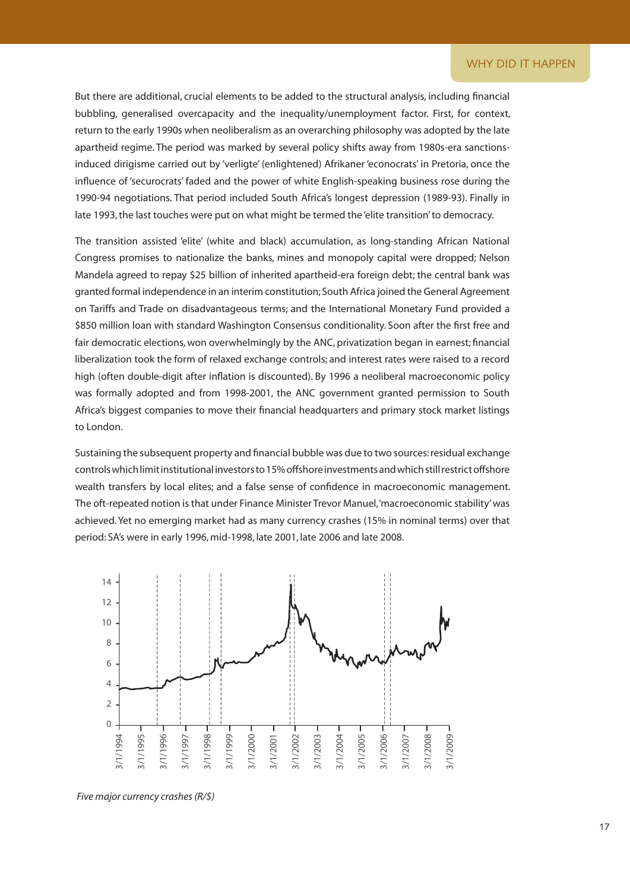But there are additional, crucial elements to be added to the structural analysis, including financial bubbling, generalised overcapacity and the inequality/unemployment factor. First, for context, return to the early 1990s when neoliberalism as an overarching philosophy was adopted by the late apartheid regime. The period was marked by several policy shifts away from 1980s-era sanctions-induced dirigisme carried out by 'verligte' (enlightened) Afrikaner 'econocrats' in Pretoria, once the influence of 'securocrats' faded and the power of white English-speaking business rose during the 1990-94 negotiations. That period included South Africa's longest depression (1989-93). Finally in late 1993, the last touches were put on what might be termed the 'elite transition' to democracy.

The transition assisted 'elite' (white and black) accumulation, as long-standing African National Congress promises to nationalize the banks, mines and monopoly capital were dropped; Nelson Mandela agreed to repay $25 billion of inherited apartheid-era foreign debt; the central bank was granted formal independence in an interim constitution; South Africa joined the General Agreement on Tariffs and Trade on disadvantageous terms; and the International Monetary Fund provided a $850 million loan with standard Washington Consensus conditionality. Soon after the first free and fair democratic elections, won overwhelmingly by the ANC, privatization began in earnest; financial liberalization took the form of relaxed exchange controls; and interest rates were raised to a record high (often double-digit after inflation is discounted). By 1996 a neoliberal macroeconomic policy was formally adopted and from 1998-2001, the ANC government granted permission to South Africa's biggest companies to move their financial headquarters and primary stock market listings to London.

Sustaining the subsequent property and financial bubble was due to two sources: residual exchange controls which limit institutional investors to 15% offshore investments and which still restrict offshore wealth transfers by local elites; and a false sense of confidence in macroeconomic management. The oft-repeated notion is that under Finance Minister Trevor Manuel, 'macroeconomic stability' was achieved. Yet no emerging market had as many currency crashes (15% in nominal terms) over that period: SA's were in early 1996, mid-1998, late 2001, late 2006 and late 2008.

*Five major currency crashes (R/$)*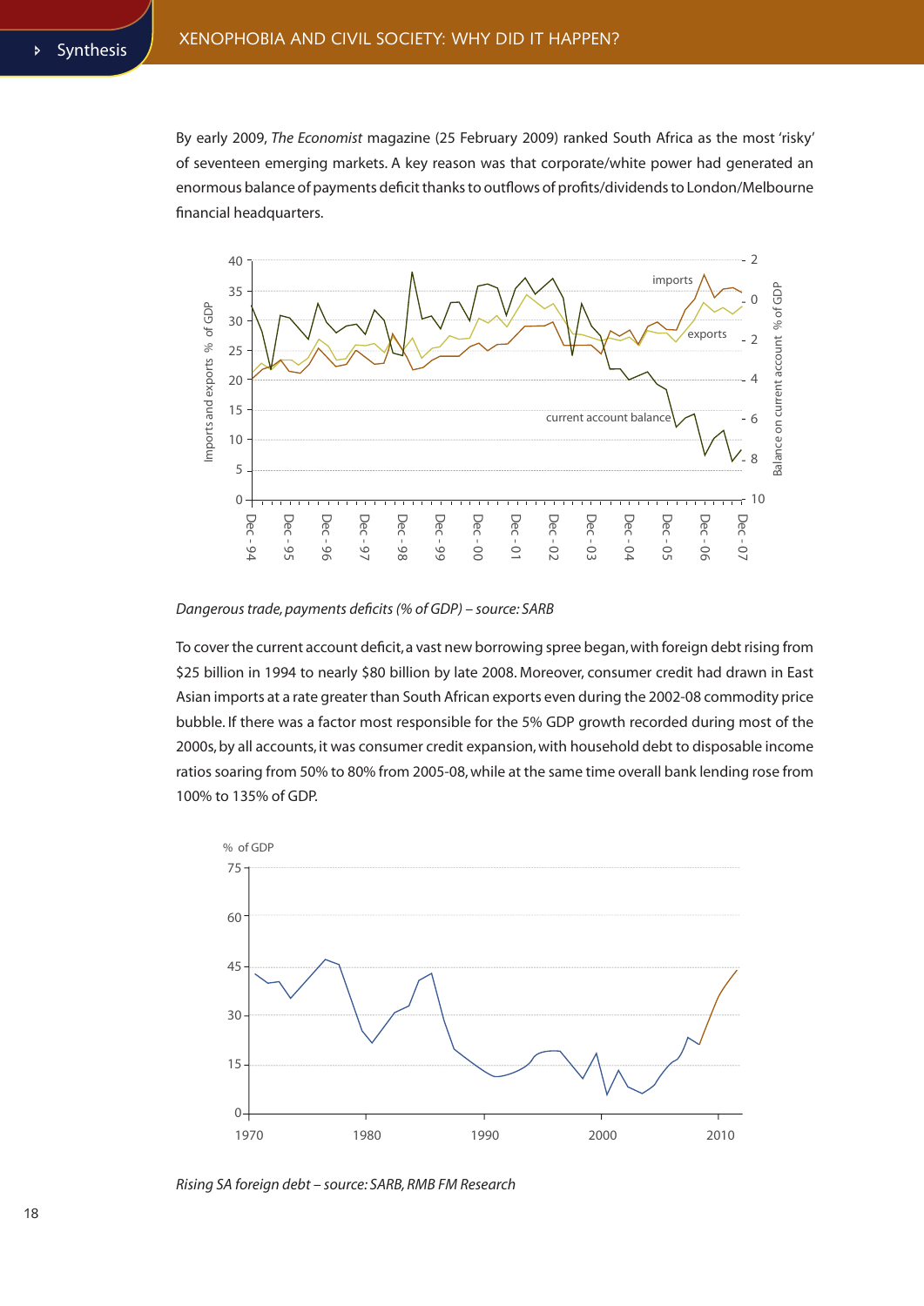By early 2009, *The Economist* magazine (25 February 2009) ranked South Africa as the most 'risky' of seventeen emerging markets. A key reason was that corporate/white power had generated an enormous balance of payments deficit thanks to outflows of profits/dividends to London/Melbourne financial headquarters.

*Dangerous trade, payments deficits (% of GDP) – source: SARB*

To cover the current account deficit, a vast new borrowing spree began, with foreign debt rising from $25 billion in 1994 to nearly $80 billion by late 2008. Moreover, consumer credit had drawn in East Asian imports at a rate greater than South African exports even during the 2002-08 commodity price bubble. If there was a factor most responsible for the 5% GDP growth recorded during most of the 2000s, by all accounts, it was consumer credit expansion, with household debt to disposable income ratios soaring from 50% to 80% from 2005-08, while at the same time overall bank lending rose from 100% to 135% of GDP.

*Rising SA foreign debt – source: SARB, RMB FM Research*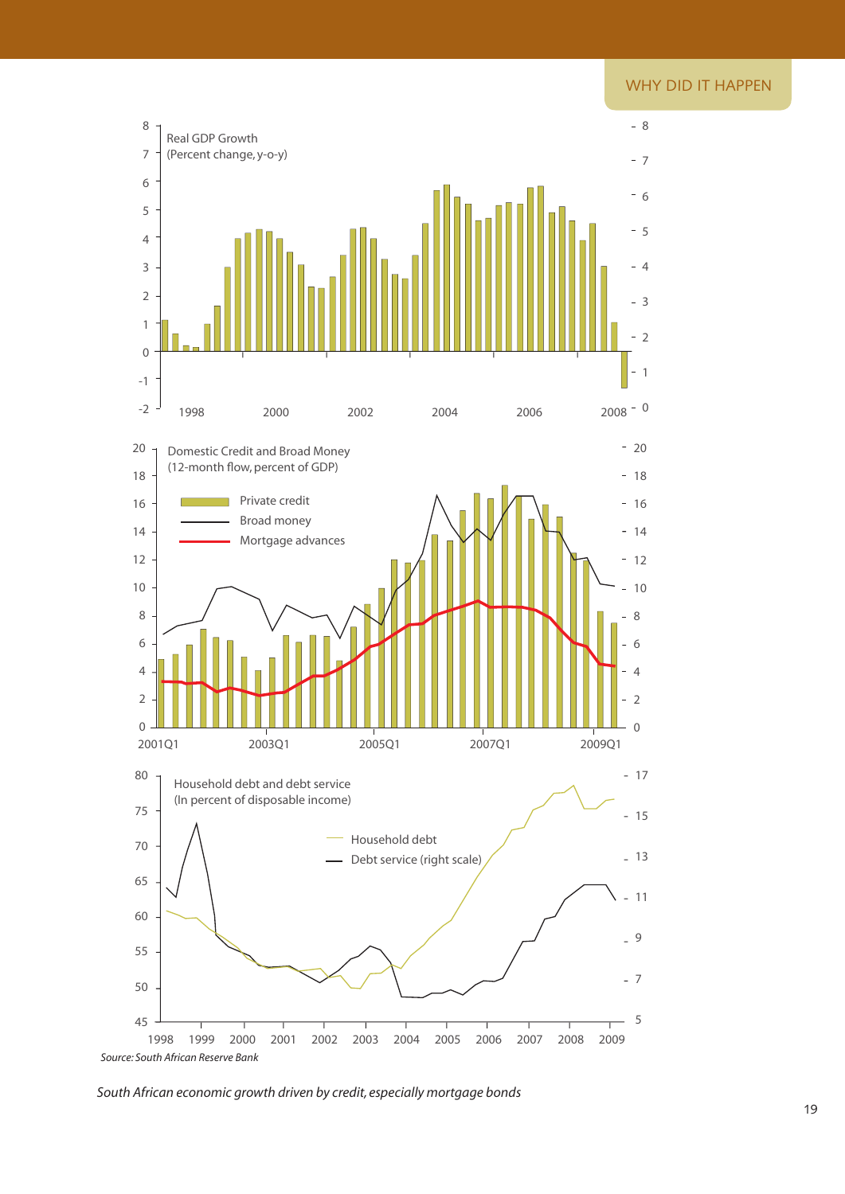Real GDP Growth
(Percent change, y-o-y)

Domestic Credit and Broad Money
(12-month flow, percent of GDP)

- Private credit
- Broad money
- Mortgage advances

Household debt and debt service
(In percent of disposable income)

- Household debt
- Debt service (right scale)

*Source: South African Reserve Bank*

*South African economic growth driven by credit, especially mortgage bonds*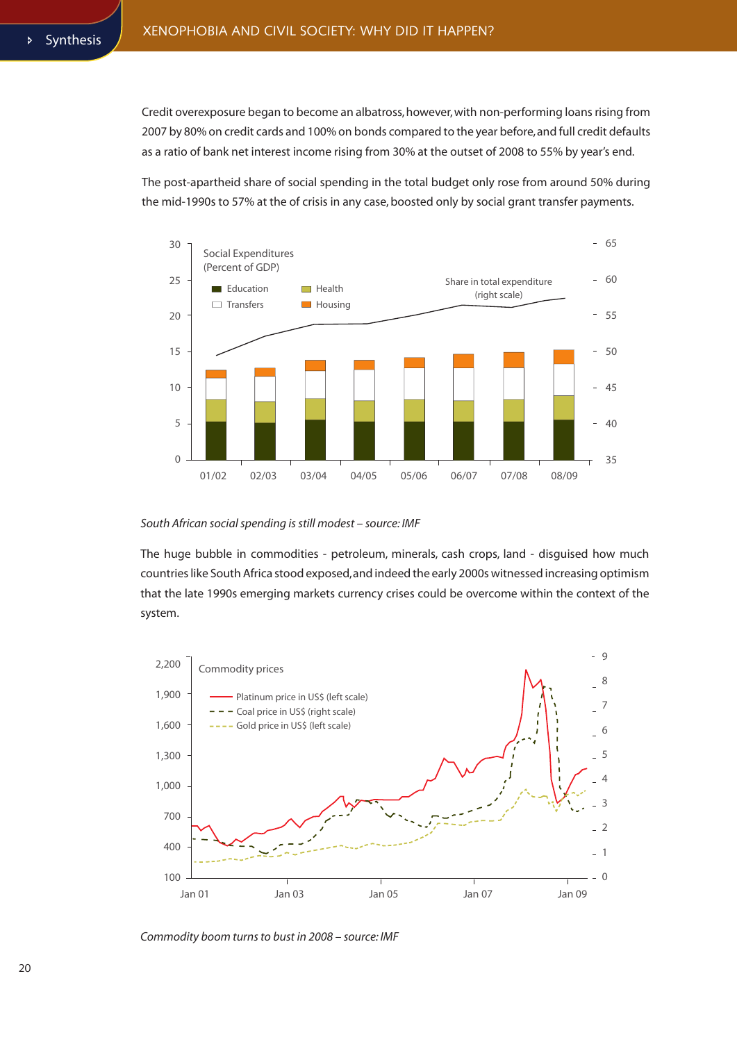Credit overexposure began to become an albatross, however, with non-performing loans rising from 2007 by 80% on credit cards and 100% on bonds compared to the year before, and full credit defaults as a ratio of bank net interest income rising from 30% at the outset of 2008 to 55% by year's end.

The post-apartheid share of social spending in the total budget only rose from around 50% during the mid-1990s to 57% at the of crisis in any case, boosted only by social grant transfer payments.

*South African social spending is still modest – source: IMF*

The huge bubble in commodities - petroleum, minerals, cash crops, land - disguised how much countries like South Africa stood exposed, and indeed the early 2000s witnessed increasing optimism that the late 1990s emerging markets currency crises could be overcome within the context of the system.

*Commodity boom turns to bust in 2008 – source: IMF*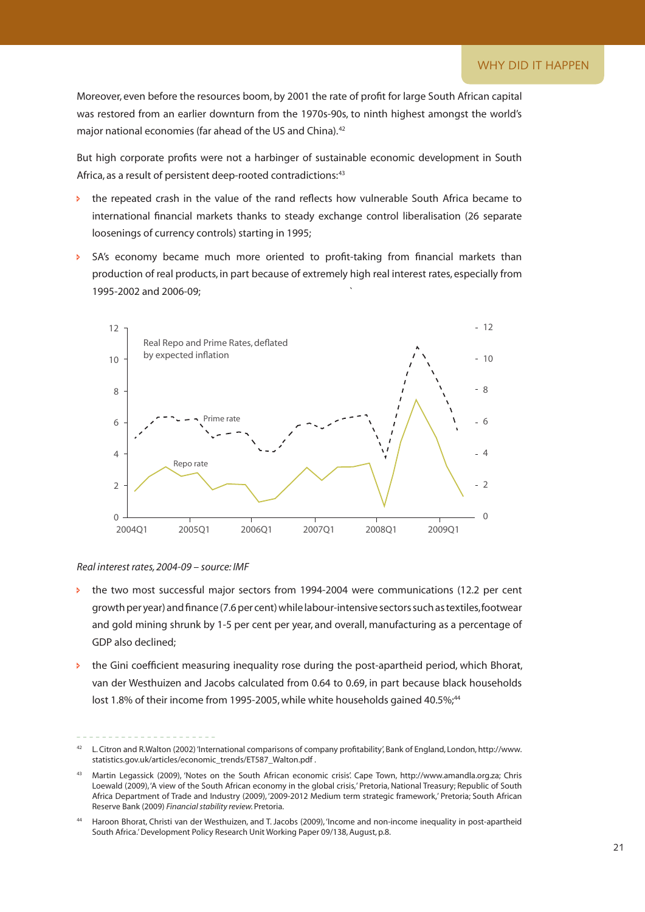Moreover, even before the resources boom, by 2001 the rate of profit for large South African capital was restored from an earlier downturn from the 1970s-90s, to ninth highest amongst the world's major national economies (far ahead of the US and China).[42]

But high corporate profits were not a harbinger of sustainable economic development in South Africa, as a result of persistent deep-rooted contradictions:[43]

- the repeated crash in the value of the rand reflects how vulnerable South Africa became to international financial markets thanks to steady exchange control liberalisation (26 separate loosenings of currency controls) starting in 1995;
- SA's economy became much more oriented to profit-taking from financial markets than production of real products, in part because of extremely high real interest rates, especially from 1995-2002 and 2006-09;

*Real interest rates, 2004-09 – source: IMF*

- the two most successful major sectors from 1994-2004 were communications (12.2 per cent growth per year) and finance (7.6 per cent) while labour-intensive sectors such as textiles, footwear and gold mining shrunk by 1-5 per cent per year, and overall, manufacturing as a percentage of GDP also declined;
- the Gini coefficient measuring inequality rose during the post-apartheid period, which Bhorat, van der Westhuizen and Jacobs calculated from 0.64 to 0.69, in part because black households lost 1.8% of their income from 1995-2005, while white households gained 40.5%;[44]

---

[42] L. Citron and R.Walton (2002) 'International comparisons of company profitability', Bank of England, London, http://www.statistics.gov.uk/articles/economic_trends/ET587_Walton.pdf .

[43] Martin Legassick (2009), 'Notes on the South African economic crisis'. Cape Town, http://www.amandla.org.za; Chris Loewald (2009), 'A view of the South African economy in the global crisis,' Pretoria, National Treasury; Republic of South Africa Department of Trade and Industry (2009), '2009-2012 Medium term strategic framework,' Pretoria; South African Reserve Bank (2009) *Financial stability review.* Pretoria.

[44] Haroon Bhorat, Christi van der Westhuizen, and T. Jacobs (2009), 'Income and non-income inequality in post-apartheid South Africa.' Development Policy Research Unit Working Paper 09/138, August, p.8.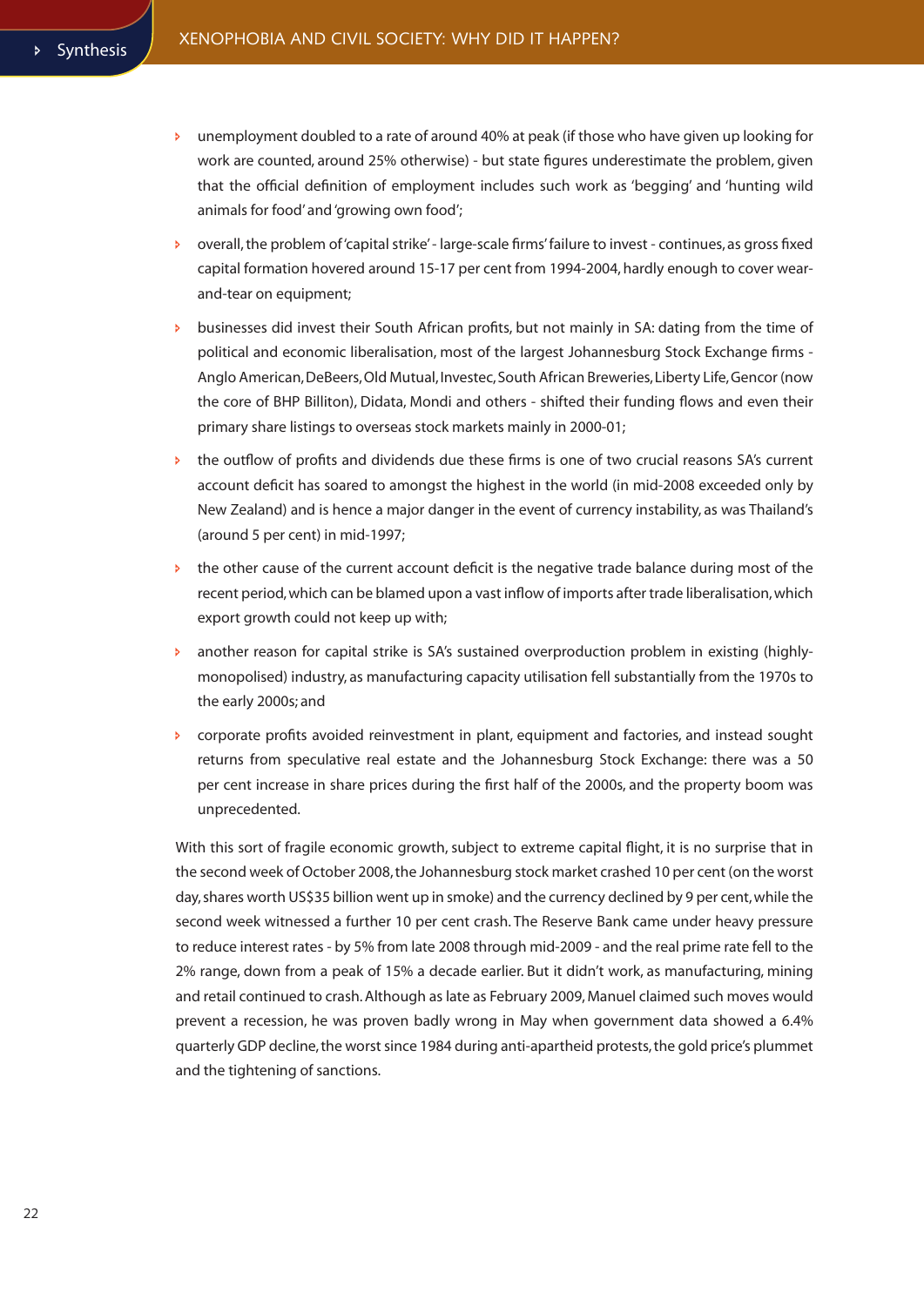- unemployment doubled to a rate of around 40% at peak (if those who have given up looking for work are counted, around 25% otherwise) - but state figures underestimate the problem, given that the official definition of employment includes such work as 'begging' and 'hunting wild animals for food' and 'growing own food';
- overall, the problem of 'capital strike' - large-scale firms' failure to invest - continues, as gross fixed capital formation hovered around 15-17 per cent from 1994-2004, hardly enough to cover wear-and-tear on equipment;
- businesses did invest their South African profits, but not mainly in SA: dating from the time of political and economic liberalisation, most of the largest Johannesburg Stock Exchange firms - Anglo American, DeBeers, Old Mutual, Investec, South African Breweries, Liberty Life, Gencor (now the core of BHP Billiton), Didata, Mondi and others - shifted their funding flows and even their primary share listings to overseas stock markets mainly in 2000-01;
- the outflow of profits and dividends due these firms is one of two crucial reasons SA's current account deficit has soared to amongst the highest in the world (in mid-2008 exceeded only by New Zealand) and is hence a major danger in the event of currency instability, as was Thailand's (around 5 per cent) in mid-1997;
- the other cause of the current account deficit is the negative trade balance during most of the recent period, which can be blamed upon a vast inflow of imports after trade liberalisation, which export growth could not keep up with;
- another reason for capital strike is SA's sustained overproduction problem in existing (highly-monopolised) industry, as manufacturing capacity utilisation fell substantially from the 1970s to the early 2000s; and
- corporate profits avoided reinvestment in plant, equipment and factories, and instead sought returns from speculative real estate and the Johannesburg Stock Exchange: there was a 50 per cent increase in share prices during the first half of the 2000s, and the property boom was unprecedented.

With this sort of fragile economic growth, subject to extreme capital flight, it is no surprise that in the second week of October 2008, the Johannesburg stock market crashed 10 per cent (on the worst day, shares worth US$35 billion went up in smoke) and the currency declined by 9 per cent, while the second week witnessed a further 10 per cent crash. The Reserve Bank came under heavy pressure to reduce interest rates - by 5% from late 2008 through mid-2009 - and the real prime rate fell to the 2% range, down from a peak of 15% a decade earlier. But it didn't work, as manufacturing, mining and retail continued to crash. Although as late as February 2009, Manuel claimed such moves would prevent a recession, he was proven badly wrong in May when government data showed a 6.4% quarterly GDP decline, the worst since 1984 during anti-apartheid protests, the gold price's plummet and the tightening of sanctions.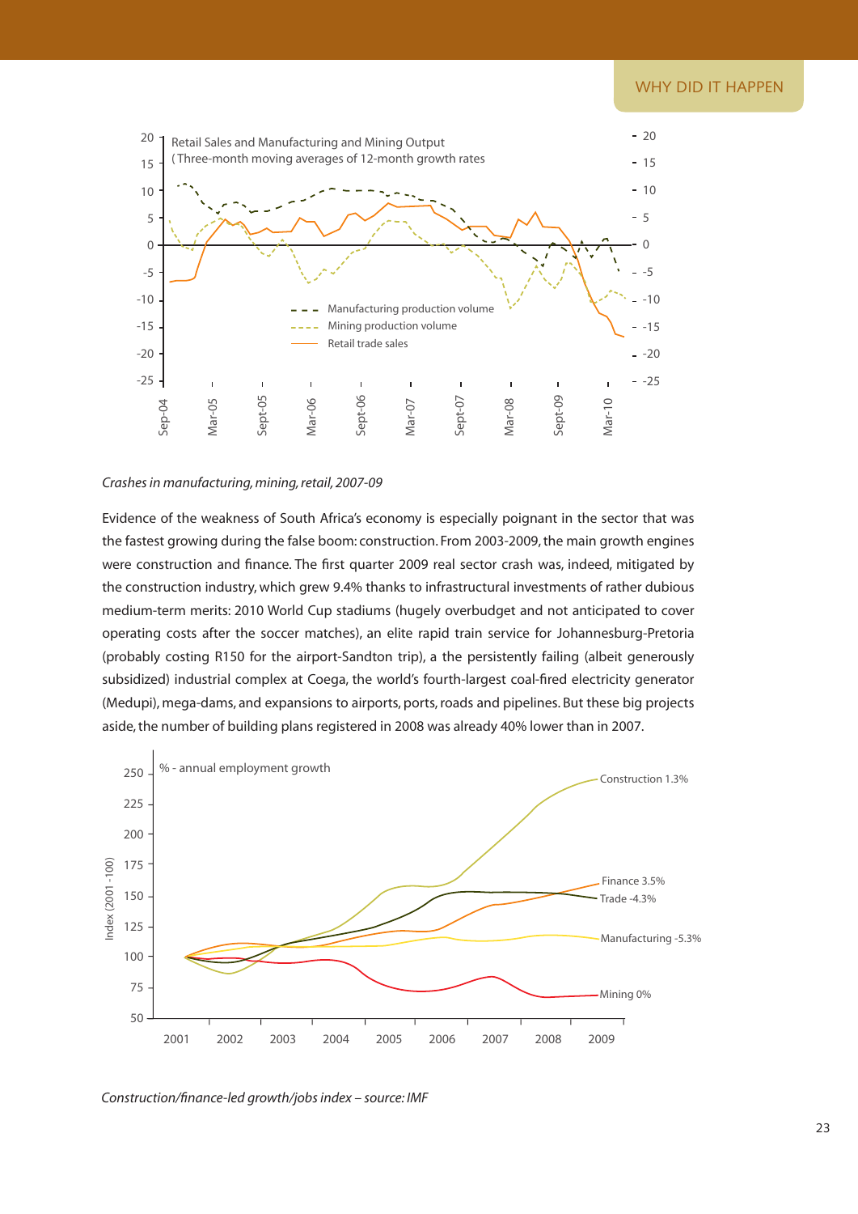*Crashes in manufacturing, mining, retail, 2007-09*

Evidence of the weakness of South Africa's economy is especially poignant in the sector that was the fastest growing during the false boom: construction. From 2003-2009, the main growth engines were construction and finance. The first quarter 2009 real sector crash was, indeed, mitigated by the construction industry, which grew 9.4% thanks to infrastructural investments of rather dubious medium-term merits: 2010 World Cup stadiums (hugely overbudget and not anticipated to cover operating costs after the soccer matches), an elite rapid train service for Johannesburg-Pretoria (probably costing R150 for the airport-Sandton trip), a the persistently failing (albeit generously subsidized) industrial complex at Coega, the world's fourth-largest coal-fired electricity generator (Medupi), mega-dams, and expansions to airports, ports, roads and pipelines. But these big projects aside, the number of building plans registered in 2008 was already 40% lower than in 2007.

*Construction/finance-led growth/jobs index – source: IMF*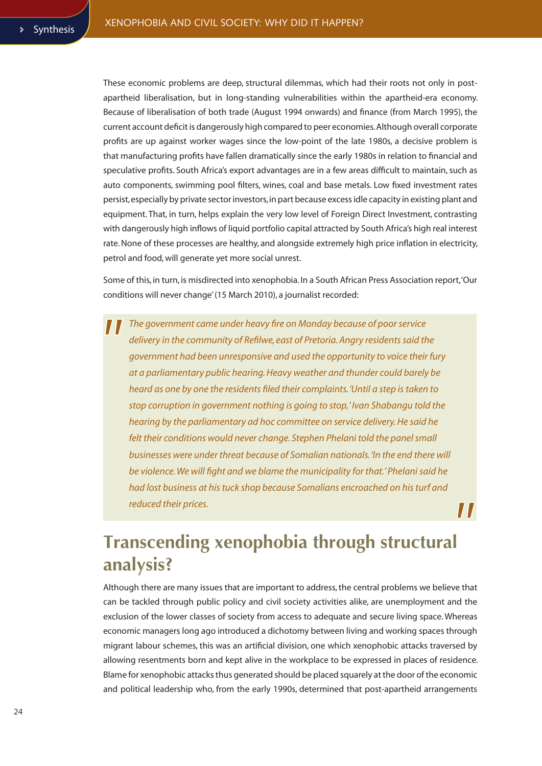These economic problems are deep, structural dilemmas, which had their roots not only in post-apartheid liberalisation, but in long-standing vulnerabilities within the apartheid-era economy. Because of liberalisation of both trade (August 1994 onwards) and finance (from March 1995), the current account deficit is dangerously high compared to peer economies. Although overall corporate profits are up against worker wages since the low-point of the late 1980s, a decisive problem is that manufacturing profits have fallen dramatically since the early 1980s in relation to financial and speculative profits. South Africa's export advantages are in a few areas difficult to maintain, such as auto components, swimming pool filters, wines, coal and base metals. Low fixed investment rates persist, especially by private sector investors, in part because excess idle capacity in existing plant and equipment. That, in turn, helps explain the very low level of Foreign Direct Investment, contrasting with dangerously high inflows of liquid portfolio capital attracted by South Africa's high real interest rate. None of these processes are healthy, and alongside extremely high price inflation in electricity, petrol and food, will generate yet more social unrest.

Some of this, in turn, is misdirected into xenophobia. In a South African Press Association report, 'Our conditions will never change' (15 March 2010), a journalist recorded:

> *The government came under heavy fire on Monday because of poor service delivery in the community of Refilwe, east of Pretoria. Angry residents said the government had been unresponsive and used the opportunity to voice their fury at a parliamentary public hearing. Heavy weather and thunder could barely be heard as one by one the residents filed their complaints. 'Until a step is taken to stop corruption in government nothing is going to stop,' Ivan Shabangu told the hearing by the parliamentary ad hoc committee on service delivery. He said he felt their conditions would never change. Stephen Phelani told the panel small businesses were under threat because of Somalian nationals. 'In the end there will be violence. We will fight and we blame the municipality for that.' Phelani said he had lost business at his tuck shop because Somalians encroached on his turf and reduced their prices.*

## Transcending xenophobia through structural analysis?

Although there are many issues that are important to address, the central problems we believe that can be tackled through public policy and civil society activities alike, are unemployment and the exclusion of the lower classes of society from access to adequate and secure living space. Whereas economic managers long ago introduced a dichotomy between living and working spaces through migrant labour schemes, this was an artificial division, one which xenophobic attacks traversed by allowing resentments born and kept alive in the workplace to be expressed in places of residence. Blame for xenophobic attacks thus generated should be placed squarely at the door of the economic and political leadership who, from the early 1990s, determined that post-apartheid arrangements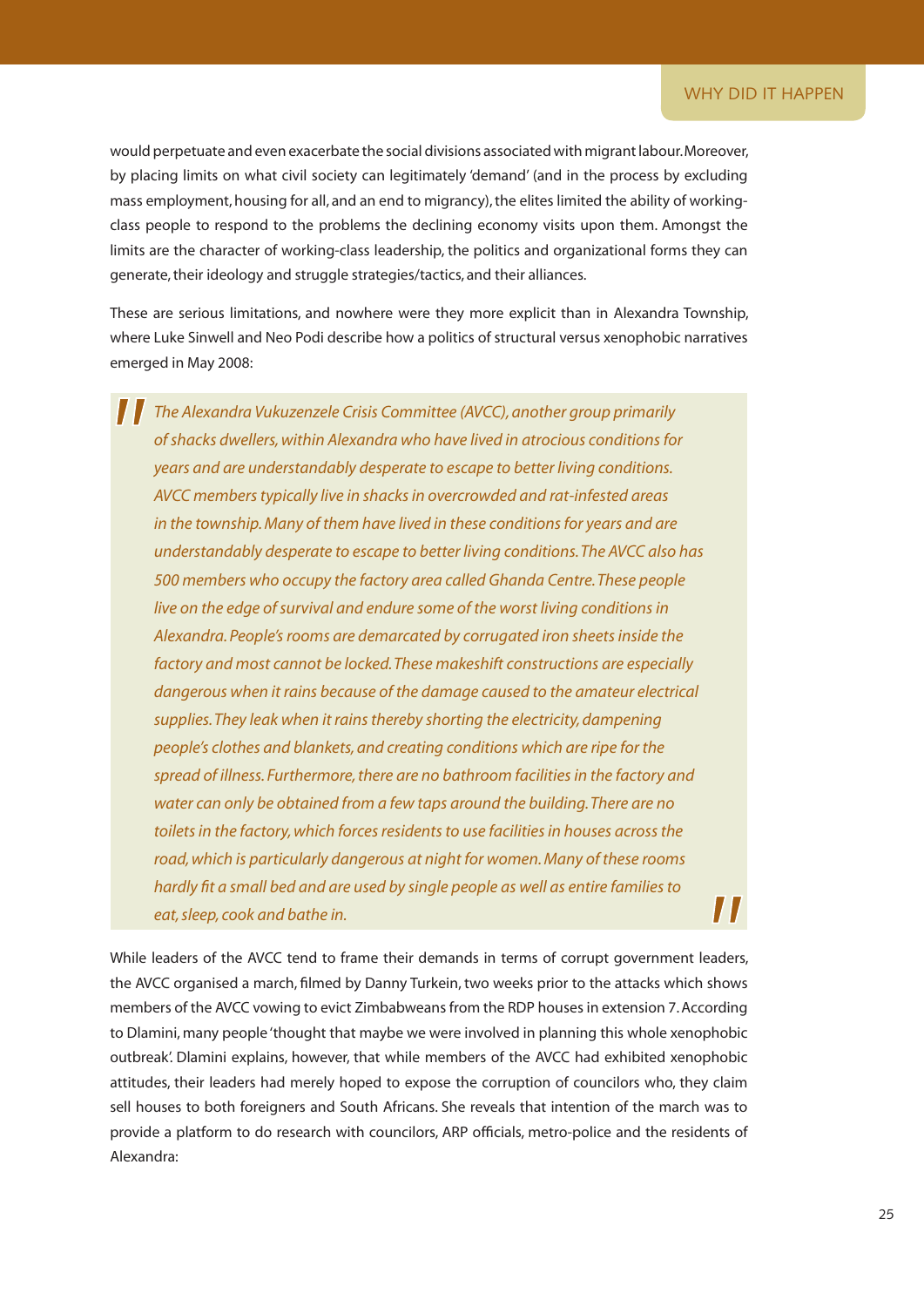would perpetuate and even exacerbate the social divisions associated with migrant labour. Moreover, by placing limits on what civil society can legitimately 'demand' (and in the process by excluding mass employment, housing for all, and an end to migrancy), the elites limited the ability of working-class people to respond to the problems the declining economy visits upon them. Amongst the limits are the character of working-class leadership, the politics and organizational forms they can generate, their ideology and struggle strategies/tactics, and their alliances.

These are serious limitations, and nowhere were they more explicit than in Alexandra Township, where Luke Sinwell and Neo Podi describe how a politics of structural versus xenophobic narratives emerged in May 2008:

> *The Alexandra Vukuzenzele Crisis Committee (AVCC), another group primarily of shacks dwellers, within Alexandra who have lived in atrocious conditions for years and are understandably desperate to escape to better living conditions. AVCC members typically live in shacks in overcrowded and rat-infested areas in the township. Many of them have lived in these conditions for years and are understandably desperate to escape to better living conditions. The AVCC also has 500 members who occupy the factory area called Ghanda Centre. These people live on the edge of survival and endure some of the worst living conditions in Alexandra. People's rooms are demarcated by corrugated iron sheets inside the factory and most cannot be locked. These makeshift constructions are especially dangerous when it rains because of the damage caused to the amateur electrical supplies. They leak when it rains thereby shorting the electricity, dampening people's clothes and blankets, and creating conditions which are ripe for the spread of illness. Furthermore, there are no bathroom facilities in the factory and water can only be obtained from a few taps around the building. There are no toilets in the factory, which forces residents to use facilities in houses across the road, which is particularly dangerous at night for women. Many of these rooms hardly fit a small bed and are used by single people as well as entire families to eat, sleep, cook and bathe in.*

While leaders of the AVCC tend to frame their demands in terms of corrupt government leaders, the AVCC organised a march, filmed by Danny Turkein, two weeks prior to the attacks which shows members of the AVCC vowing to evict Zimbabweans from the RDP houses in extension 7. According to Dlamini, many people 'thought that maybe we were involved in planning this whole xenophobic outbreak'. Dlamini explains, however, that while members of the AVCC had exhibited xenophobic attitudes, their leaders had merely hoped to expose the corruption of councilors who, they claim sell houses to both foreigners and South Africans. She reveals that intention of the march was to provide a platform to do research with councilors, ARP officials, metro-police and the residents of Alexandra: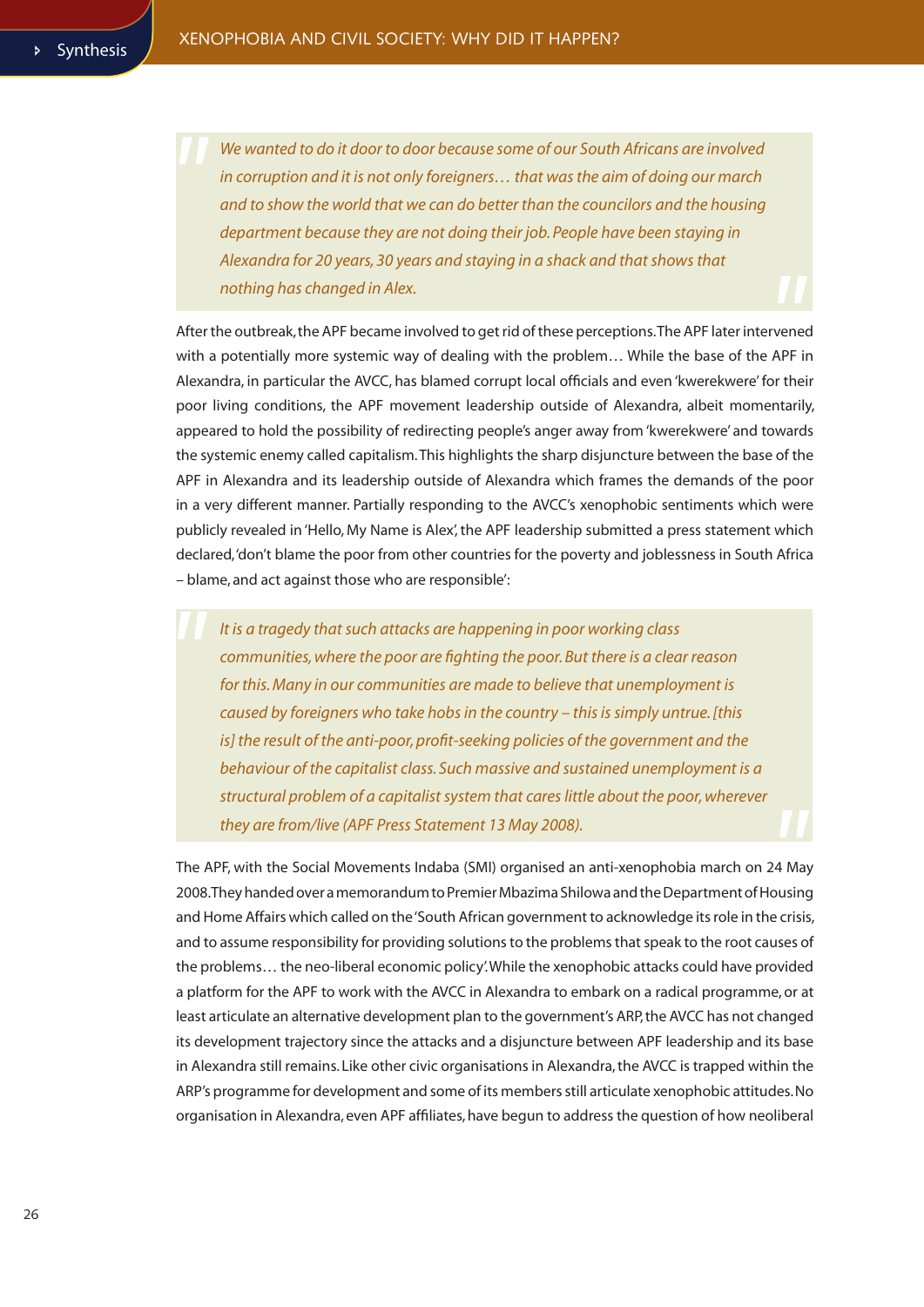> *We wanted to do it door to door because some of our South Africans are involved in corruption and it is not only foreigners… that was the aim of doing our march and to show the world that we can do better than the councilors and the housing department because they are not doing their job. People have been staying in Alexandra for 20 years, 30 years and staying in a shack and that shows that nothing has changed in Alex.*

After the outbreak, the APF became involved to get rid of these perceptions. The APF later intervened with a potentially more systemic way of dealing with the problem… While the base of the APF in Alexandra, in particular the AVCC, has blamed corrupt local officials and even 'kwerekwere' for their poor living conditions, the APF movement leadership outside of Alexandra, albeit momentarily, appeared to hold the possibility of redirecting people's anger away from 'kwerekwere' and towards the systemic enemy called capitalism. This highlights the sharp disjuncture between the base of the APF in Alexandra and its leadership outside of Alexandra which frames the demands of the poor in a very different manner. Partially responding to the AVCC's xenophobic sentiments which were publicly revealed in 'Hello, My Name is Alex', the APF leadership submitted a press statement which declared, 'don't blame the poor from other countries for the poverty and joblessness in South Africa – blame, and act against those who are responsible':

> *It is a tragedy that such attacks are happening in poor working class communities, where the poor are fighting the poor. But there is a clear reason for this. Many in our communities are made to believe that unemployment is caused by foreigners who take hobs in the country – this is simply untrue. [this is] the result of the anti-poor, profit-seeking policies of the government and the behaviour of the capitalist class. Such massive and sustained unemployment is a structural problem of a capitalist system that cares little about the poor, wherever they are from/live (APF Press Statement 13 May 2008).*

The APF, with the Social Movements Indaba (SMI) organised an anti-xenophobia march on 24 May 2008. They handed over a memorandum to Premier Mbazima Shilowa and the Department of Housing and Home Affairs which called on the 'South African government to acknowledge its role in the crisis, and to assume responsibility for providing solutions to the problems that speak to the root causes of the problems… the neo-liberal economic policy'. While the xenophobic attacks could have provided a platform for the APF to work with the AVCC in Alexandra to embark on a radical programme, or at least articulate an alternative development plan to the government's ARP, the AVCC has not changed its development trajectory since the attacks and a disjuncture between APF leadership and its base in Alexandra still remains. Like other civic organisations in Alexandra, the AVCC is trapped within the ARP's programme for development and some of its members still articulate xenophobic attitudes. No organisation in Alexandra, even APF affiliates, have begun to address the question of how neoliberal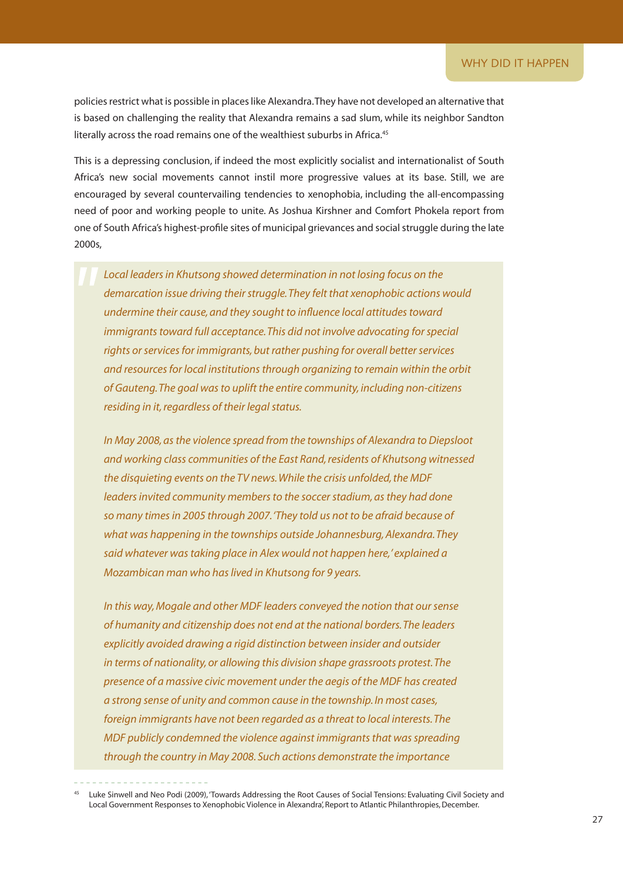policies restrict what is possible in places like Alexandra. They have not developed an alternative that is based on challenging the reality that Alexandra remains a sad slum, while its neighbor Sandton literally across the road remains one of the wealthiest suburbs in Africa.[45]

This is a depressing conclusion, if indeed the most explicitly socialist and internationalist of South Africa's new social movements cannot instil more progressive values at its base. Still, we are encouraged by several countervailing tendencies to xenophobia, including the all-encompassing need of poor and working people to unite. As Joshua Kirshner and Comfort Phokela report from one of South Africa's highest-profile sites of municipal grievances and social struggle during the late 2000s,

> *Local leaders in Khutsong showed determination in not losing focus on the demarcation issue driving their struggle. They felt that xenophobic actions would undermine their cause, and they sought to influence local attitudes toward immigrants toward full acceptance. This did not involve advocating for special rights or services for immigrants, but rather pushing for overall better services and resources for local institutions through organizing to remain within the orbit of Gauteng. The goal was to uplift the entire community, including non-citizens residing in it, regardless of their legal status.*
>
> *In May 2008, as the violence spread from the townships of Alexandra to Diepsloot and working class communities of the East Rand, residents of Khutsong witnessed the disquieting events on the TV news. While the crisis unfolded, the MDF leaders invited community members to the soccer stadium, as they had done so many times in 2005 through 2007. 'They told us not to be afraid because of what was happening in the townships outside Johannesburg, Alexandra. They said whatever was taking place in Alex would not happen here,' explained a Mozambican man who has lived in Khutsong for 9 years.*
>
> *In this way, Mogale and other MDF leaders conveyed the notion that our sense of humanity and citizenship does not end at the national borders. The leaders explicitly avoided drawing a rigid distinction between insider and outsider in terms of nationality, or allowing this division shape grassroots protest. The presence of a massive civic movement under the aegis of the MDF has created a strong sense of unity and common cause in the township. In most cases, foreign immigrants have not been regarded as a threat to local interests. The MDF publicly condemned the violence against immigrants that was spreading through the country in May 2008. Such actions demonstrate the importance*

[45] Luke Sinwell and Neo Podi (2009), 'Towards Addressing the Root Causes of Social Tensions: Evaluating Civil Society and Local Government Responses to Xenophobic Violence in Alexandra', Report to Atlantic Philanthropies, December.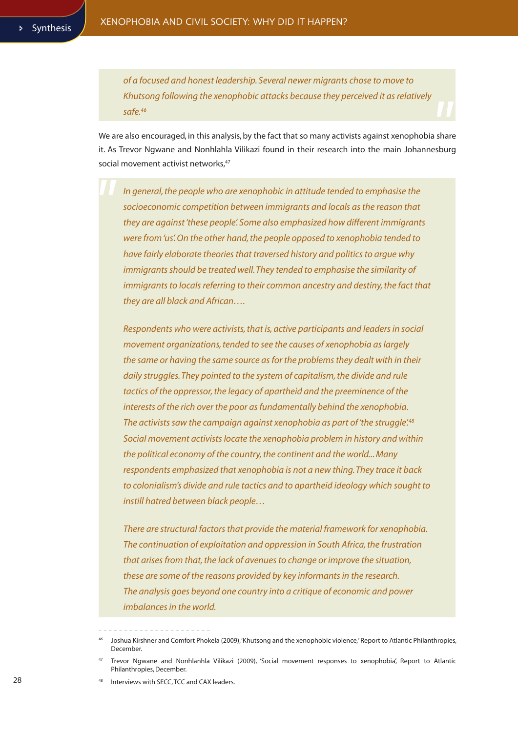> *of a focused and honest leadership. Several newer migrants chose to move to Khutsong following the xenophobic attacks because they perceived it as relatively safe.*[46]

We are also encouraged, in this analysis, by the fact that so many activists against xenophobia share it. As Trevor Ngwane and Nonhlahla Vilikazi found in their research into the main Johannesburg social movement activist networks,[47]

> *In general, the people who are xenophobic in attitude tended to emphasise the socioeconomic competition between immigrants and locals as the reason that they are against 'these people'. Some also emphasized how different immigrants were from 'us'. On the other hand, the people opposed to xenophobia tended to have fairly elaborate theories that traversed history and politics to argue why immigrants should be treated well. They tended to emphasise the similarity of immigrants to locals referring to their common ancestry and destiny, the fact that they are all black and African….*
>
> *Respondents who were activists, that is, active participants and leaders in social movement organizations, tended to see the causes of xenophobia as largely the same or having the same source as for the problems they dealt with in their daily struggles. They pointed to the system of capitalism, the divide and rule tactics of the oppressor, the legacy of apartheid and the preeminence of the interests of the rich over the poor as fundamentally behind the xenophobia. The activists saw the campaign against xenophobia as part of 'the struggle'.*[48] *Social movement activists locate the xenophobia problem in history and within the political economy of the country, the continent and the world... Many respondents emphasized that xenophobia is not a new thing. They trace it back to colonialism's divide and rule tactics and to apartheid ideology which sought to instill hatred between black people…*
>
> *There are structural factors that provide the material framework for xenophobia. The continuation of exploitation and oppression in South Africa, the frustration that arises from that, the lack of avenues to change or improve the situation, these are some of the reasons provided by key informants in the research. The analysis goes beyond one country into a critique of economic and power imbalances in the world.*

---

[46] Joshua Kirshner and Comfort Phokela (2009), 'Khutsong and the xenophobic violence,' Report to Atlantic Philanthropies, December.

[47] Trevor Ngwane and Nonhlanhla Vilikazi (2009), 'Social movement responses to xenophobia', Report to Atlantic Philanthropies, December.

[48] Interviews with SECC, TCC and CAX leaders.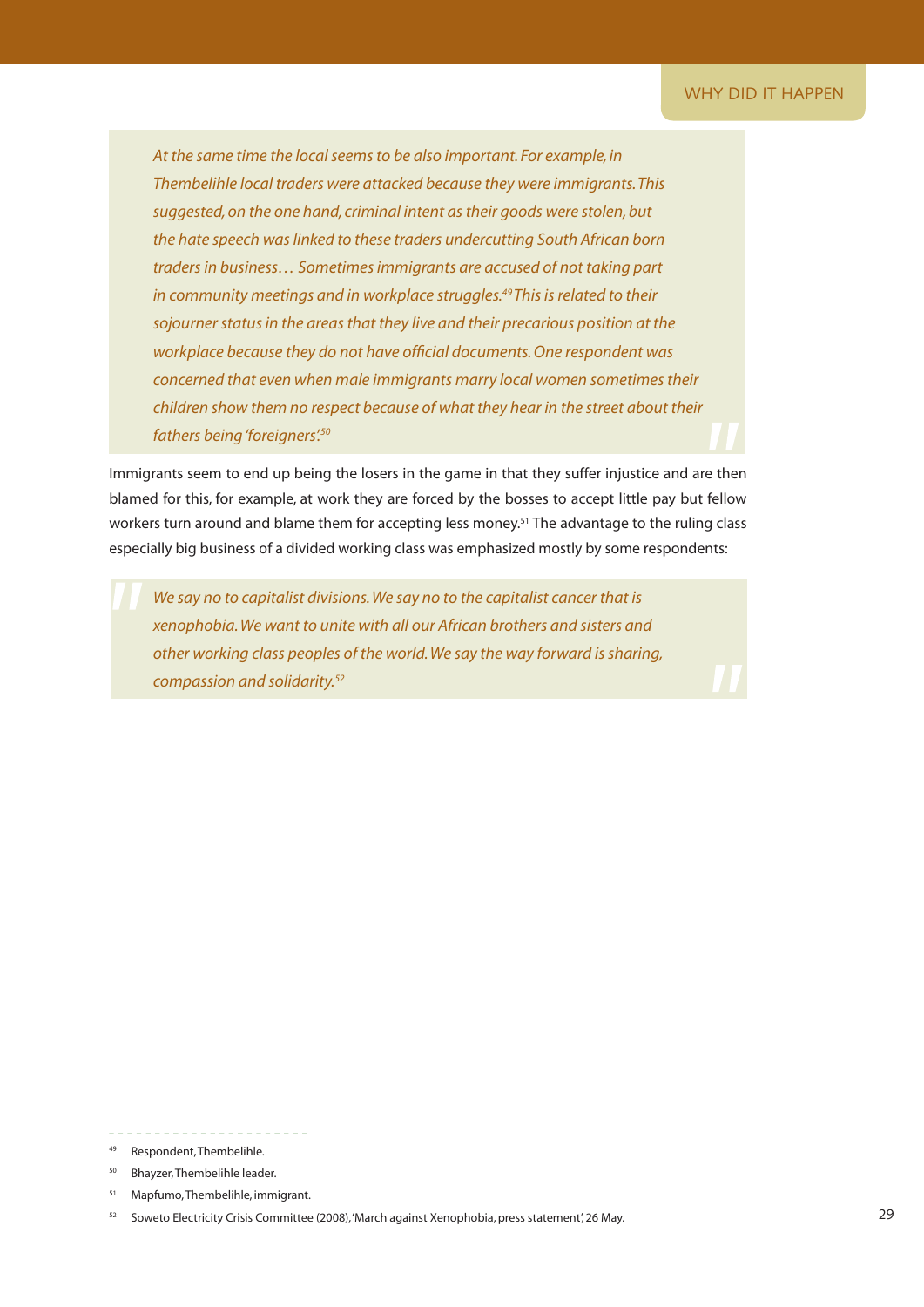> *At the same time the local seems to be also important. For example, in Thembelihle local traders were attacked because they were immigrants. This suggested, on the one hand, criminal intent as their goods were stolen, but the hate speech was linked to these traders undercutting South African born traders in business… Sometimes immigrants are accused of not taking part in community meetings and in workplace struggles.[49] This is related to their sojourner status in the areas that they live and their precarious position at the workplace because they do not have official documents. One respondent was concerned that even when male immigrants marry local women sometimes their children show them no respect because of what they hear in the street about their fathers being 'foreigners'.[50]*

Immigrants seem to end up being the losers in the game in that they suffer injustice and are then blamed for this, for example, at work they are forced by the bosses to accept little pay but fellow workers turn around and blame them for accepting less money.[51] The advantage to the ruling class especially big business of a divided working class was emphasized mostly by some respondents:

> *We say no to capitalist divisions. We say no to the capitalist cancer that is xenophobia. We want to unite with all our African brothers and sisters and other working class peoples of the world. We say the way forward is sharing, compassion and solidarity.[52]*

---

[49] Respondent, Thembelihle.

[50] Bhayzer, Thembelihle leader.

[51] Mapfumo, Thembelihle, immigrant.

[52] Soweto Electricity Crisis Committee (2008), 'March against Xenophobia, press statement', 26 May.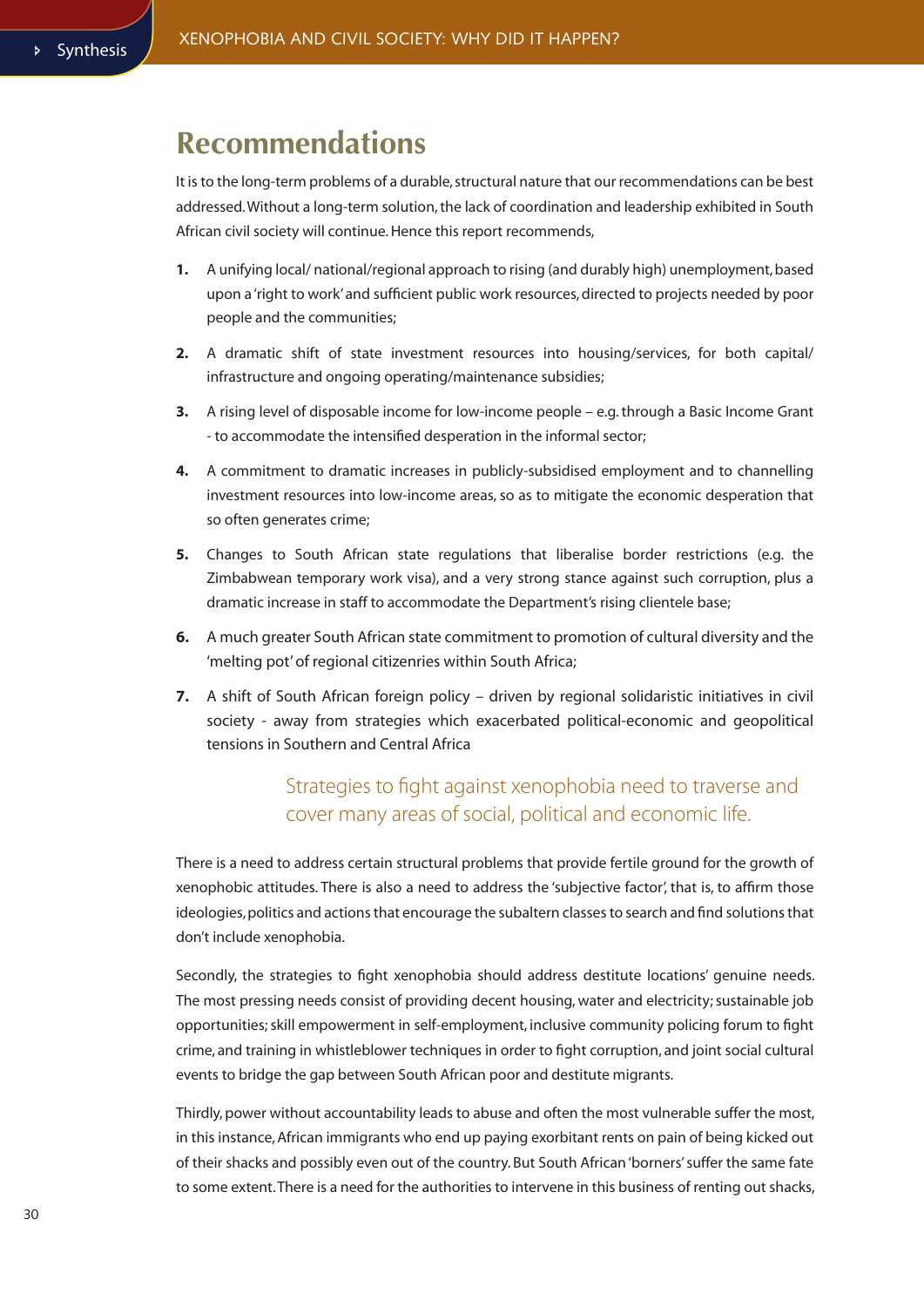# Recommendations

It is to the long-term problems of a durable, structural nature that our recommendations can be best addressed. Without a long-term solution, the lack of coordination and leadership exhibited in South African civil society will continue. Hence this report recommends,

1. A unifying local/ national/regional approach to rising (and durably high) unemployment, based upon a 'right to work' and sufficient public work resources, directed to projects needed by poor people and the communities;
2. A dramatic shift of state investment resources into housing/services, for both capital/ infrastructure and ongoing operating/maintenance subsidies;
3. A rising level of disposable income for low-income people – e.g. through a Basic Income Grant - to accommodate the intensified desperation in the informal sector;
4. A commitment to dramatic increases in publicly-subsidised employment and to channelling investment resources into low-income areas, so as to mitigate the economic desperation that so often generates crime;
5. Changes to South African state regulations that liberalise border restrictions (e.g. the Zimbabwean temporary work visa), and a very strong stance against such corruption, plus a dramatic increase in staff to accommodate the Department's rising clientele base;
6. A much greater South African state commitment to promotion of cultural diversity and the 'melting pot' of regional citizenries within South Africa;
7. A shift of South African foreign policy – driven by regional solidaristic initiatives in civil society - away from strategies which exacerbated political-economic and geopolitical tensions in Southern and Central Africa

> Strategies to fight against xenophobia need to traverse and cover many areas of social, political and economic life.

There is a need to address certain structural problems that provide fertile ground for the growth of xenophobic attitudes. There is also a need to address the 'subjective factor', that is, to affirm those ideologies, politics and actions that encourage the subaltern classes to search and find solutions that don't include xenophobia.

Secondly, the strategies to fight xenophobia should address destitute locations' genuine needs. The most pressing needs consist of providing decent housing, water and electricity; sustainable job opportunities; skill empowerment in self-employment, inclusive community policing forum to fight crime, and training in whistleblower techniques in order to fight corruption, and joint social cultural events to bridge the gap between South African poor and destitute migrants.

Thirdly, power without accountability leads to abuse and often the most vulnerable suffer the most, in this instance, African immigrants who end up paying exorbitant rents on pain of being kicked out of their shacks and possibly even out of the country. But South African 'borners' suffer the same fate to some extent. There is a need for the authorities to intervene in this business of renting out shacks,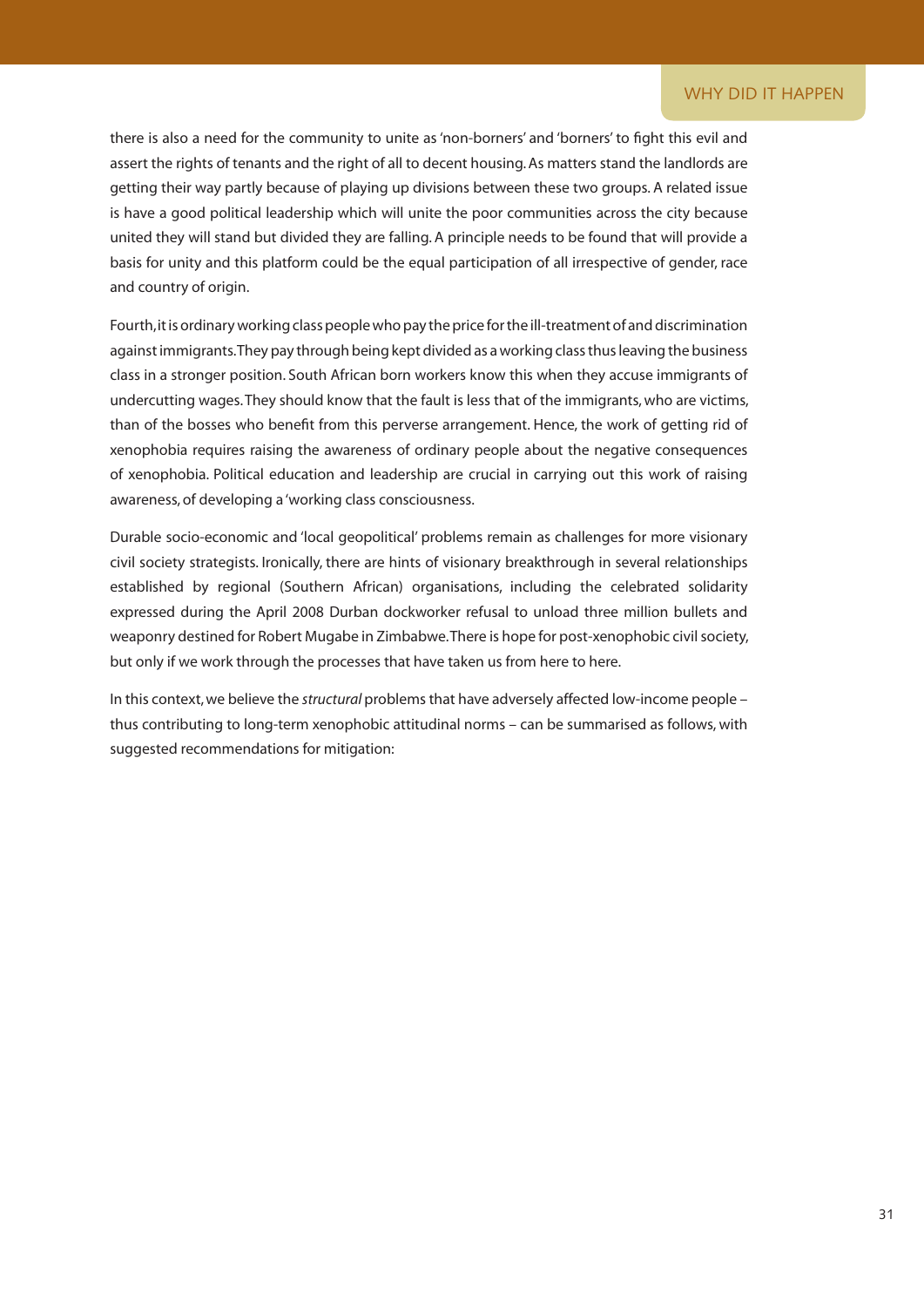there is also a need for the community to unite as 'non-borners' and 'borners' to fight this evil and assert the rights of tenants and the right of all to decent housing. As matters stand the landlords are getting their way partly because of playing up divisions between these two groups. A related issue is have a good political leadership which will unite the poor communities across the city because united they will stand but divided they are falling. A principle needs to be found that will provide a basis for unity and this platform could be the equal participation of all irrespective of gender, race and country of origin.

Fourth, it is ordinary working class people who pay the price for the ill-treatment of and discrimination against immigrants. They pay through being kept divided as a working class thus leaving the business class in a stronger position. South African born workers know this when they accuse immigrants of undercutting wages. They should know that the fault is less that of the immigrants, who are victims, than of the bosses who benefit from this perverse arrangement. Hence, the work of getting rid of xenophobia requires raising the awareness of ordinary people about the negative consequences of xenophobia. Political education and leadership are crucial in carrying out this work of raising awareness, of developing a 'working class consciousness.

Durable socio-economic and 'local geopolitical' problems remain as challenges for more visionary civil society strategists. Ironically, there are hints of visionary breakthrough in several relationships established by regional (Southern African) organisations, including the celebrated solidarity expressed during the April 2008 Durban dockworker refusal to unload three million bullets and weaponry destined for Robert Mugabe in Zimbabwe. There is hope for post-xenophobic civil society, but only if we work through the processes that have taken us from here to here.

In this context, we believe the *structural* problems that have adversely affected low-income people – thus contributing to long-term xenophobic attitudinal norms – can be summarised as follows, with suggested recommendations for mitigation: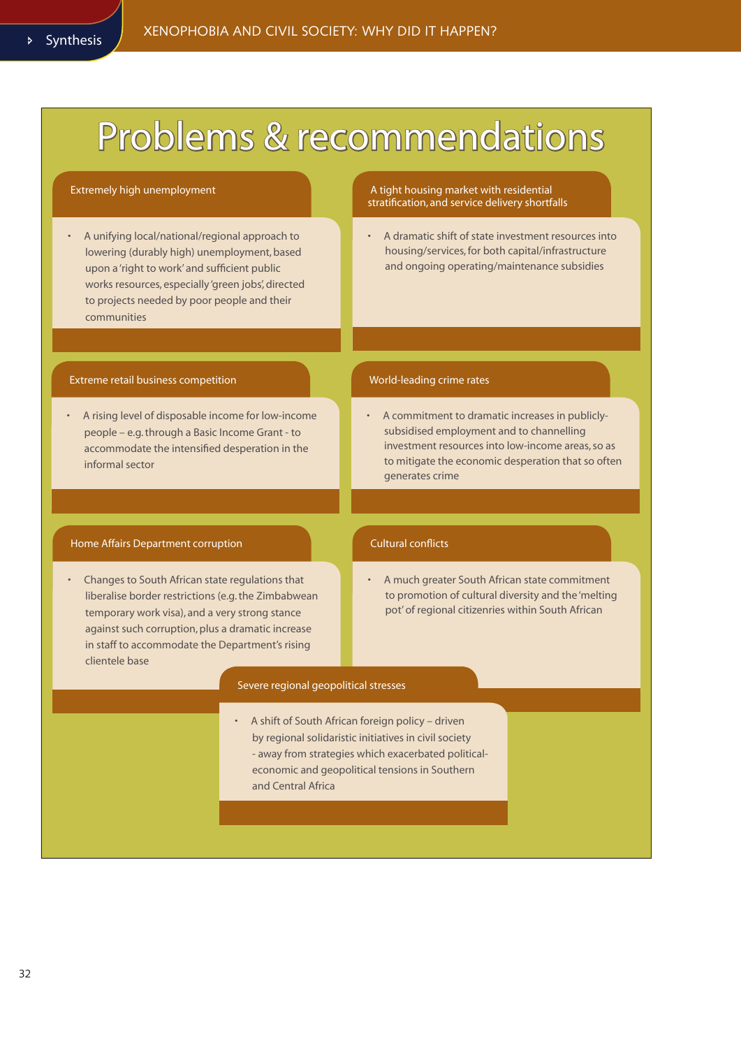# Problems & recommendations

### Extremely high unemployment

- A unifying local/national/regional approach to lowering (durably high) unemployment, based upon a 'right to work' and sufficient public works resources, especially 'green jobs', directed to projects needed by poor people and their communities

### A tight housing market with residential stratification, and service delivery shortfalls

- A dramatic shift of state investment resources into housing/services, for both capital/infrastructure and ongoing operating/maintenance subsidies

### Extreme retail business competition

- A rising level of disposable income for low-income people – e.g. through a Basic Income Grant - to accommodate the intensified desperation in the informal sector

### World-leading crime rates

- A commitment to dramatic increases in publicly-subsidised employment and to channelling investment resources into low-income areas, so as to mitigate the economic desperation that so often generates crime

### Home Affairs Department corruption

- Changes to South African state regulations that liberalise border restrictions (e.g. the Zimbabwean temporary work visa), and a very strong stance against such corruption, plus a dramatic increase in staff to accommodate the Department's rising clientele base

### Cultural conflicts

- A much greater South African state commitment to promotion of cultural diversity and the 'melting pot' of regional citizenries within South African

### Severe regional geopolitical stresses

- A shift of South African foreign policy – driven by regional solidaristic initiatives in civil society - away from strategies which exacerbated political-economic and geopolitical tensions in Southern and Central Africa